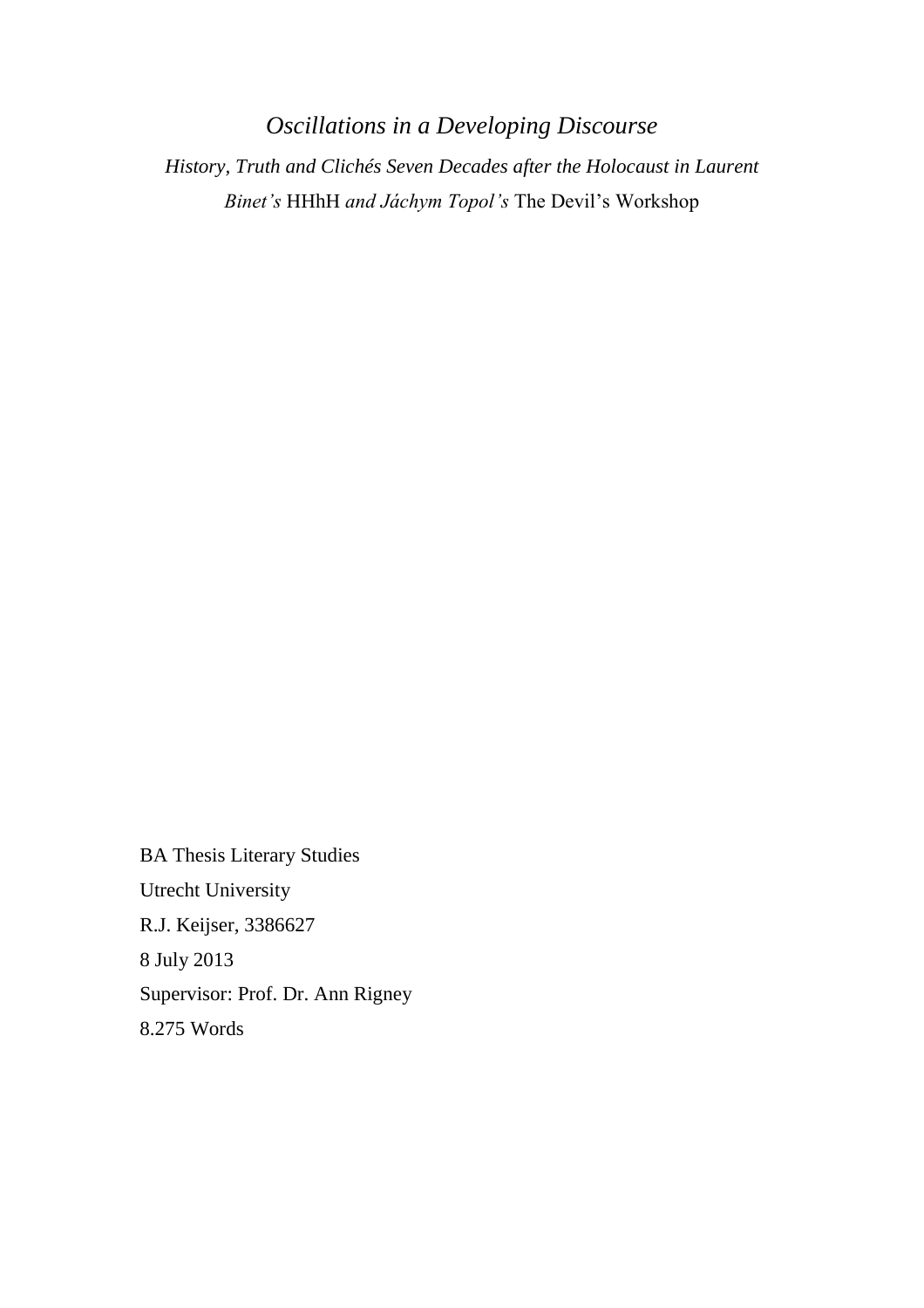# *Oscillations in a Developing Discourse*

*History, Truth and Clichés Seven Decades after the Holocaust in Laurent Binet's* HHhH *and Jáchym Topol's* The Devil's Workshop

BA Thesis Literary Studies

Utrecht University

R.J. Keijser, 3386627

8 July 2013

Supervisor: Prof. Dr. Ann Rigney

8.275 Words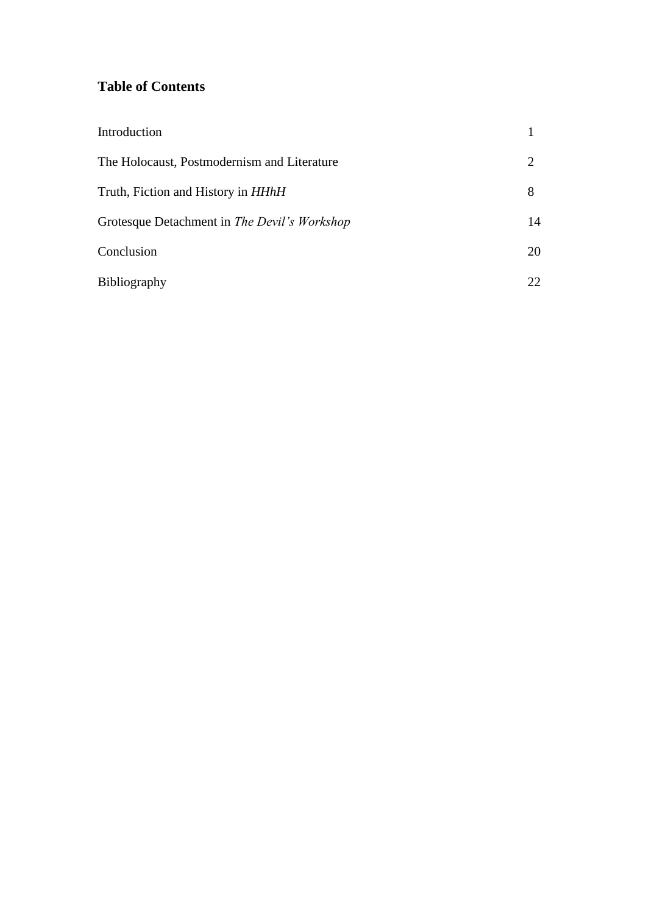**Table of Contents**

| | |
|---|---|
| Introduction | 1 |
| The Holocaust, Postmodernism and Literature | 2 |
| Truth, Fiction and History in *HHhH* | 8 |
| Grotesque Detachment in *The Devil's Workshop* | 14 |
| Conclusion | 20 |
| Bibliography | 22 |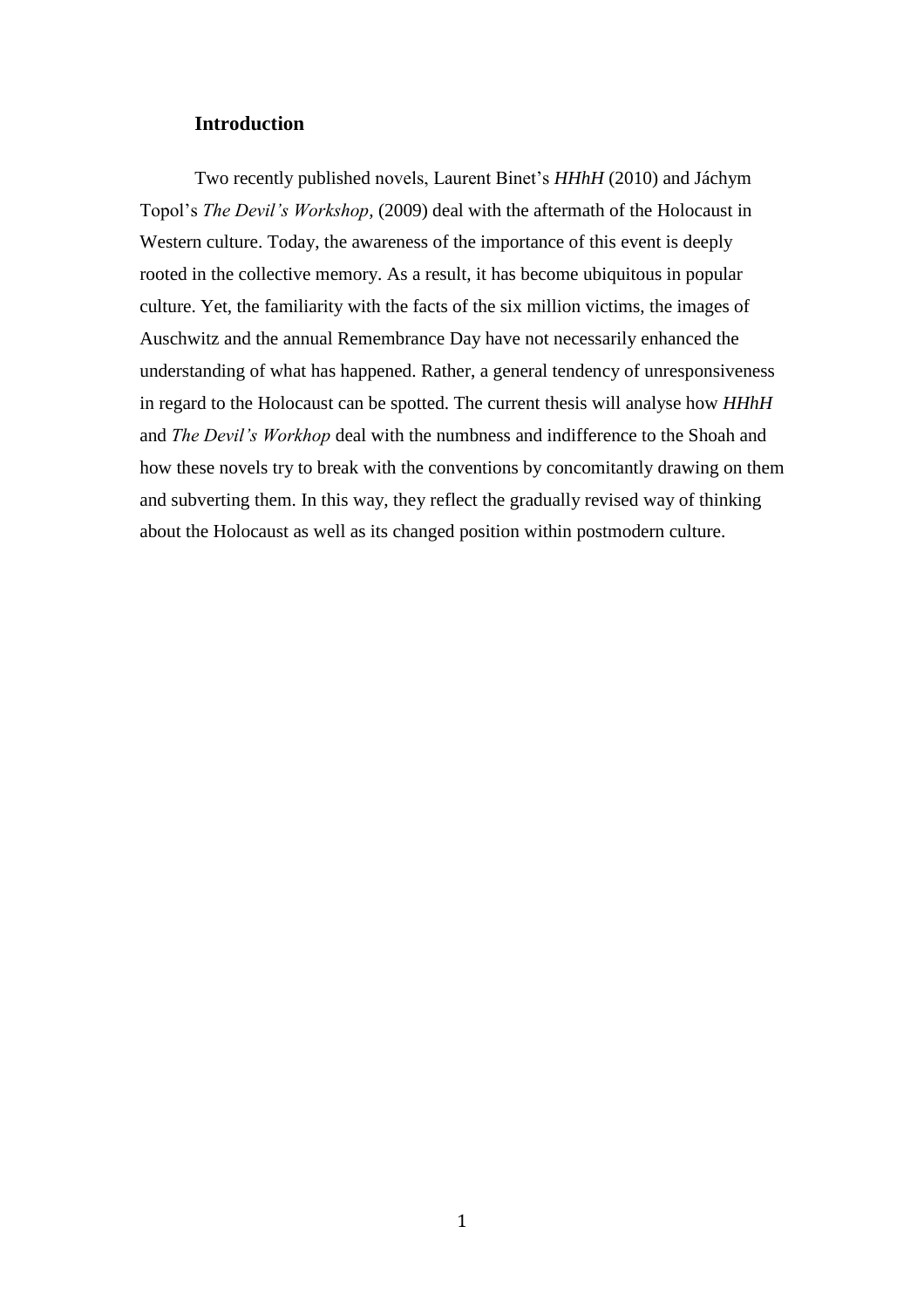## Introduction

Two recently published novels, Laurent Binet's *HHhH* (2010) and Jáchym Topol's *The Devil's Workshop*, (2009) deal with the aftermath of the Holocaust in Western culture. Today, the awareness of the importance of this event is deeply rooted in the collective memory. As a result, it has become ubiquitous in popular culture. Yet, the familiarity with the facts of the six million victims, the images of Auschwitz and the annual Remembrance Day have not necessarily enhanced the understanding of what has happened. Rather, a general tendency of unresponsiveness in regard to the Holocaust can be spotted. The current thesis will analyse how *HHhH* and *The Devil's Workhop* deal with the numbness and indifference to the Shoah and how these novels try to break with the conventions by concomitantly drawing on them and subverting them. In this way, they reflect the gradually revised way of thinking about the Holocaust as well as its changed position within postmodern culture.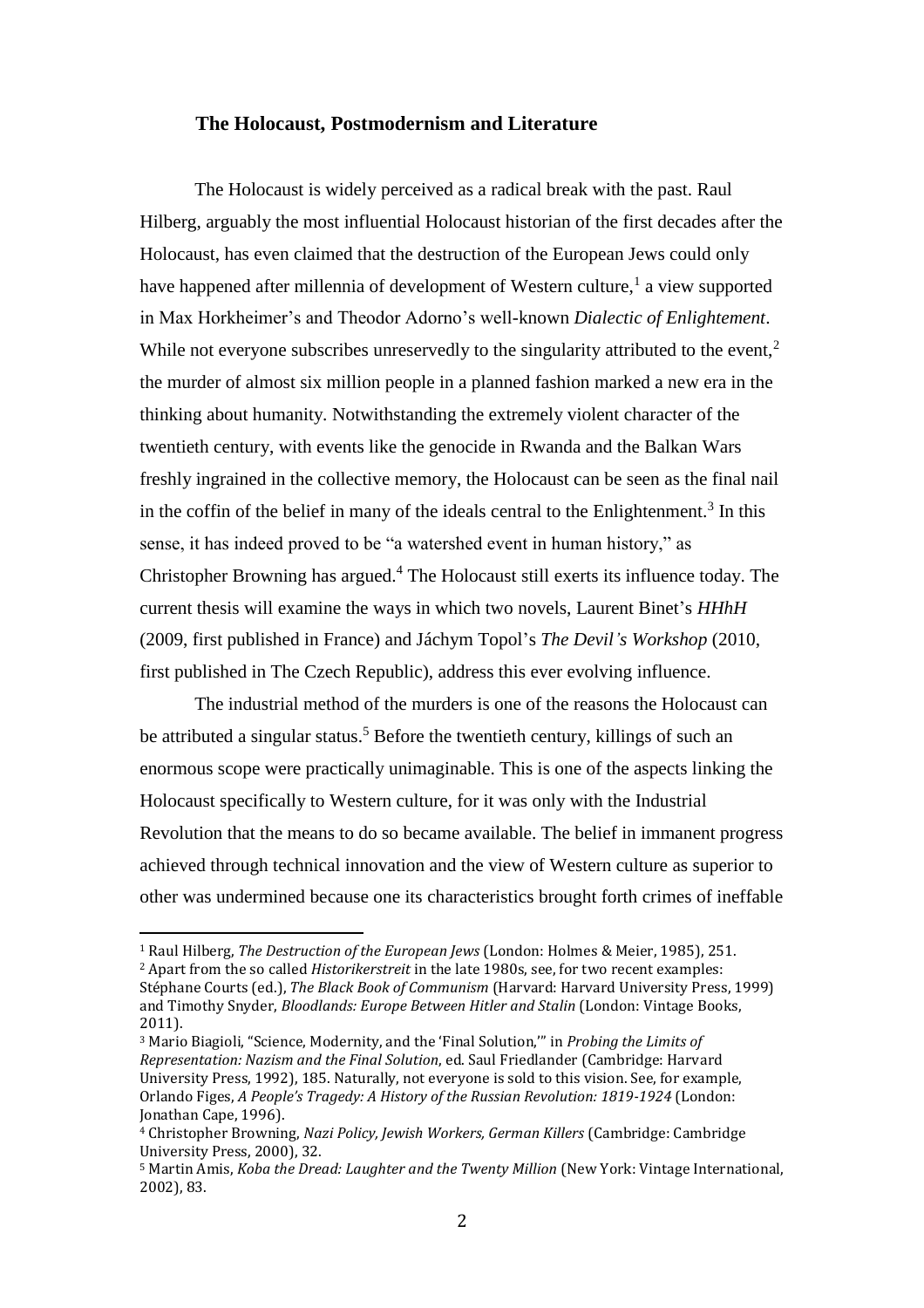## The Holocaust, Postmodernism and Literature

The Holocaust is widely perceived as a radical break with the past. Raul Hilberg, arguably the most influential Holocaust historian of the first decades after the Holocaust, has even claimed that the destruction of the European Jews could only have happened after millennia of development of Western culture,[1] a view supported in Max Horkheimer's and Theodor Adorno's well-known *Dialectic of Enlightement*. While not everyone subscribes unreservedly to the singularity attributed to the event,[2] the murder of almost six million people in a planned fashion marked a new era in the thinking about humanity. Notwithstanding the extremely violent character of the twentieth century, with events like the genocide in Rwanda and the Balkan Wars freshly ingrained in the collective memory, the Holocaust can be seen as the final nail in the coffin of the belief in many of the ideals central to the Enlightenment.[3] In this sense, it has indeed proved to be "a watershed event in human history," as Christopher Browning has argued.[4] The Holocaust still exerts its influence today. The current thesis will examine the ways in which two novels, Laurent Binet's *HHhH* (2009, first published in France) and Jáchym Topol's *The Devil's Workshop* (2010, first published in The Czech Republic), address this ever evolving influence.

The industrial method of the murders is one of the reasons the Holocaust can be attributed a singular status.[5] Before the twentieth century, killings of such an enormous scope were practically unimaginable. This is one of the aspects linking the Holocaust specifically to Western culture, for it was only with the Industrial Revolution that the means to do so became available. The belief in immanent progress achieved through technical innovation and the view of Western culture as superior to other was undermined because one its characteristics brought forth crimes of ineffable

---

[1] Raul Hilberg, *The Destruction of the European Jews* (London: Holmes & Meier, 1985), 251.

[2] Apart from the so called *Historikerstreit* in the late 1980s, see, for two recent examples: Stéphane Courts (ed.), *The Black Book of Communism* (Harvard: Harvard University Press, 1999) and Timothy Snyder, *Bloodlands: Europe Between Hitler and Stalin* (London: Vintage Books, 2011).

[3] Mario Biagioli, "Science, Modernity, and the 'Final Solution,'" in *Probing the Limits of Representation: Nazism and the Final Solution*, ed. Saul Friedlander (Cambridge: Harvard University Press, 1992), 185. Naturally, not everyone is sold to this vision. See, for example, Orlando Figes, *A People's Tragedy: A History of the Russian Revolution: 1819-1924* (London: Jonathan Cape, 1996).

[4] Christopher Browning, *Nazi Policy, Jewish Workers, German Killers* (Cambridge: Cambridge University Press, 2000), 32.

[5] Martin Amis, *Koba the Dread: Laughter and the Twenty Million* (New York: Vintage International, 2002), 83.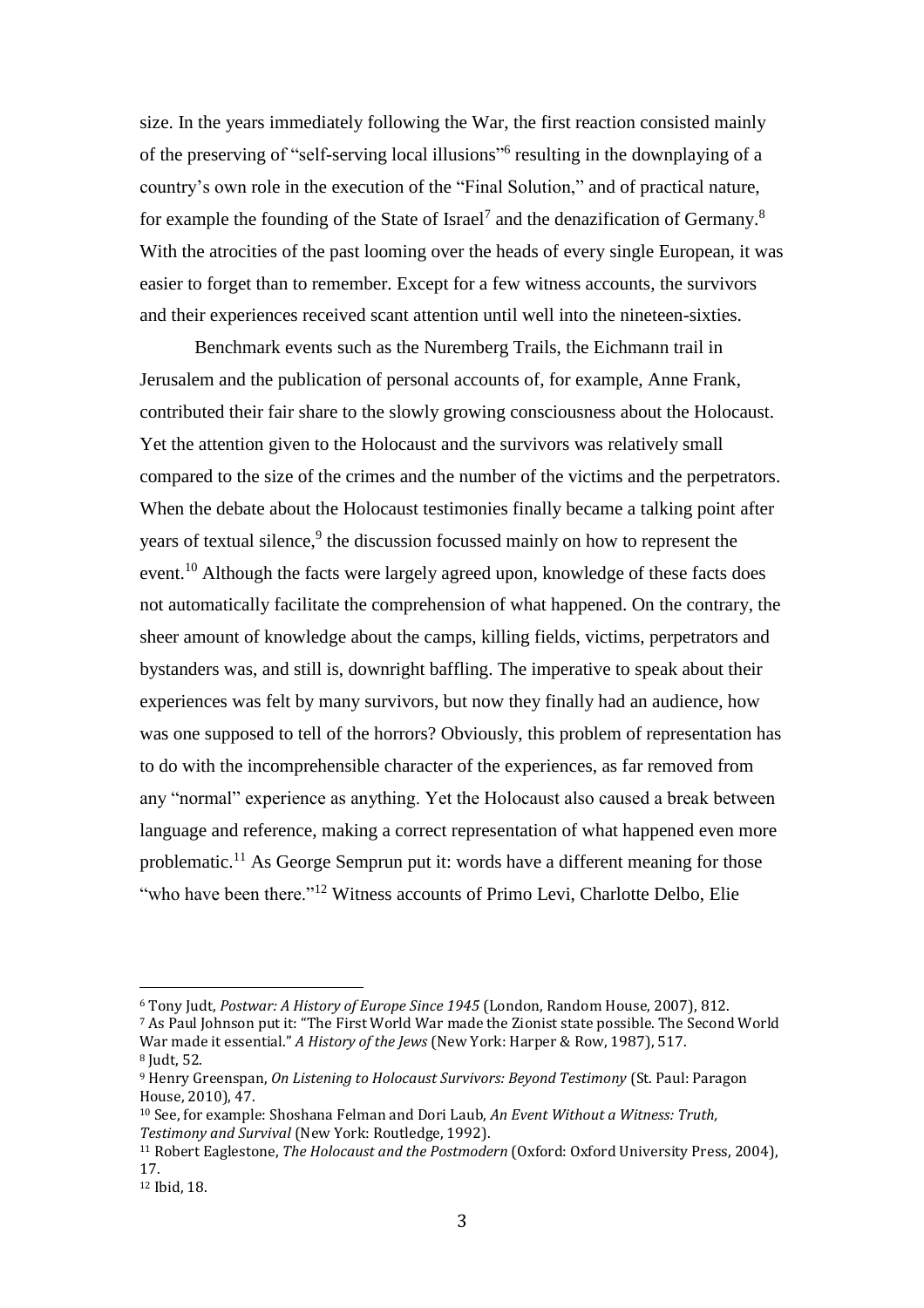size. In the years immediately following the War, the first reaction consisted mainly of the preserving of "self-serving local illusions"[6] resulting in the downplaying of a country's own role in the execution of the "Final Solution," and of practical nature, for example the founding of the State of Israel[7] and the denazification of Germany.[8] With the atrocities of the past looming over the heads of every single European, it was easier to forget than to remember. Except for a few witness accounts, the survivors and their experiences received scant attention until well into the nineteen-sixties.

Benchmark events such as the Nuremberg Trails, the Eichmann trail in Jerusalem and the publication of personal accounts of, for example, Anne Frank, contributed their fair share to the slowly growing consciousness about the Holocaust. Yet the attention given to the Holocaust and the survivors was relatively small compared to the size of the crimes and the number of the victims and the perpetrators. When the debate about the Holocaust testimonies finally became a talking point after years of textual silence,[9] the discussion focussed mainly on how to represent the event.[10] Although the facts were largely agreed upon, knowledge of these facts does not automatically facilitate the comprehension of what happened. On the contrary, the sheer amount of knowledge about the camps, killing fields, victims, perpetrators and bystanders was, and still is, downright baffling. The imperative to speak about their experiences was felt by many survivors, but now they finally had an audience, how was one supposed to tell of the horrors? Obviously, this problem of representation has to do with the incomprehensible character of the experiences, as far removed from any "normal" experience as anything. Yet the Holocaust also caused a break between language and reference, making a correct representation of what happened even more problematic.[11] As George Semprun put it: words have a different meaning for those "who have been there."[12] Witness accounts of Primo Levi, Charlotte Delbo, Elie

---

[6] Tony Judt, *Postwar: A History of Europe Since 1945* (London, Random House, 2007), 812.

[7] As Paul Johnson put it: "The First World War made the Zionist state possible. The Second World War made it essential." *A History of the Jews* (New York: Harper & Row, 1987), 517.

[8] Judt, 52.

[9] Henry Greenspan, *On Listening to Holocaust Survivors: Beyond Testimony* (St. Paul: Paragon House, 2010), 47.

[10] See, for example: Shoshana Felman and Dori Laub, *An Event Without a Witness: Truth, Testimony and Survival* (New York: Routledge, 1992).

[11] Robert Eaglestone, *The Holocaust and the Postmodern* (Oxford: Oxford University Press, 2004), 17.

[12] Ibid, 18.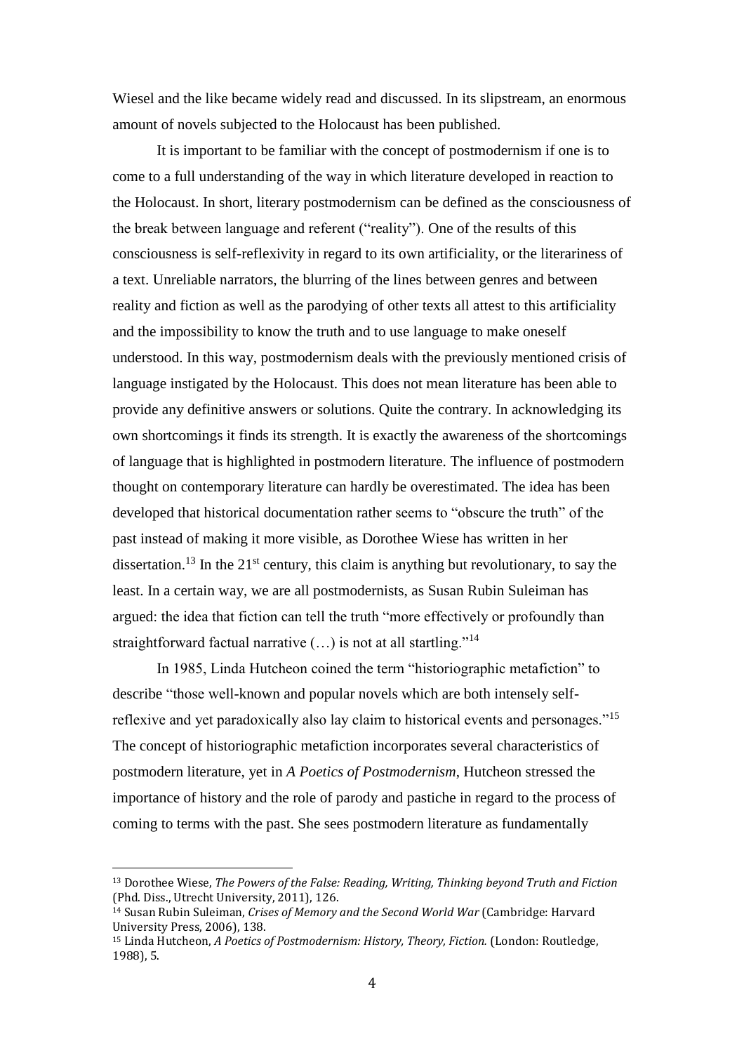Wiesel and the like became widely read and discussed. In its slipstream, an enormous amount of novels subjected to the Holocaust has been published.

It is important to be familiar with the concept of postmodernism if one is to come to a full understanding of the way in which literature developed in reaction to the Holocaust. In short, literary postmodernism can be defined as the consciousness of the break between language and referent ("reality"). One of the results of this consciousness is self-reflexivity in regard to its own artificiality, or the literariness of a text. Unreliable narrators, the blurring of the lines between genres and between reality and fiction as well as the parodying of other texts all attest to this artificiality and the impossibility to know the truth and to use language to make oneself understood. In this way, postmodernism deals with the previously mentioned crisis of language instigated by the Holocaust. This does not mean literature has been able to provide any definitive answers or solutions. Quite the contrary. In acknowledging its own shortcomings it finds its strength. It is exactly the awareness of the shortcomings of language that is highlighted in postmodern literature. The influence of postmodern thought on contemporary literature can hardly be overestimated. The idea has been developed that historical documentation rather seems to "obscure the truth" of the past instead of making it more visible, as Dorothee Wiese has written in her dissertation.[13] In the 21st century, this claim is anything but revolutionary, to say the least. In a certain way, we are all postmodernists, as Susan Rubin Suleiman has argued: the idea that fiction can tell the truth "more effectively or profoundly than straightforward factual narrative (…) is not at all startling."[14]

In 1985, Linda Hutcheon coined the term "historiographic metafiction" to describe "those well-known and popular novels which are both intensely self-reflexive and yet paradoxically also lay claim to historical events and personages."[15] The concept of historiographic metafiction incorporates several characteristics of postmodern literature, yet in *A Poetics of Postmodernism*, Hutcheon stressed the importance of history and the role of parody and pastiche in regard to the process of coming to terms with the past. She sees postmodern literature as fundamentally

---

[13] Dorothee Wiese, *The Powers of the False: Reading, Writing, Thinking beyond Truth and Fiction* (Phd. Diss., Utrecht University, 2011), 126.

[14] Susan Rubin Suleiman, *Crises of Memory and the Second World War* (Cambridge: Harvard University Press, 2006), 138.

[15] Linda Hutcheon, *A Poetics of Postmodernism: History, Theory, Fiction.* (London: Routledge, 1988), 5.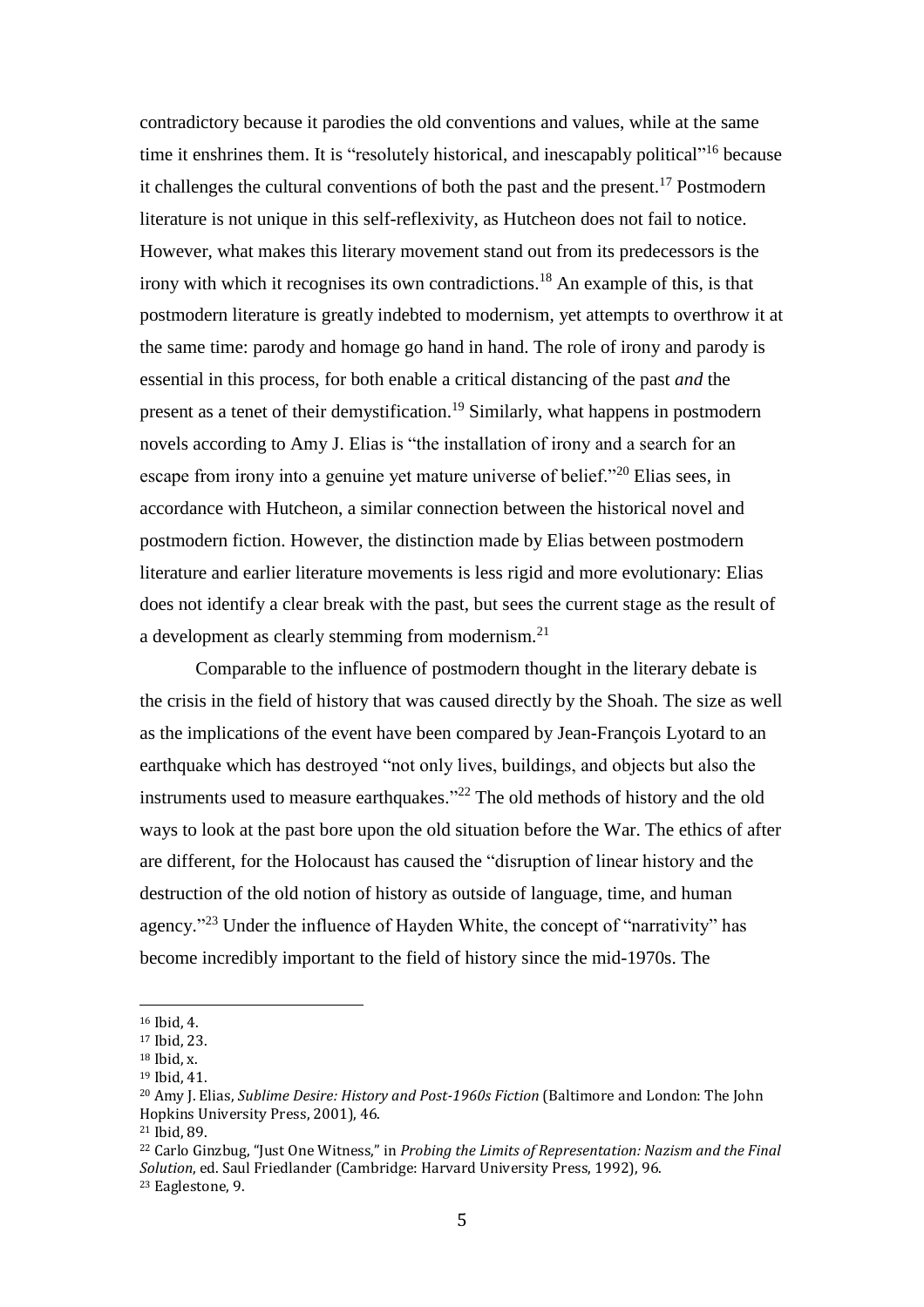contradictory because it parodies the old conventions and values, while at the same time it enshrines them. It is "resolutely historical, and inescapably political"[16] because it challenges the cultural conventions of both the past and the present.[17] Postmodern literature is not unique in this self-reflexivity, as Hutcheon does not fail to notice. However, what makes this literary movement stand out from its predecessors is the irony with which it recognises its own contradictions.[18] An example of this, is that postmodern literature is greatly indebted to modernism, yet attempts to overthrow it at the same time: parody and homage go hand in hand. The role of irony and parody is essential in this process, for both enable a critical distancing of the past *and* the present as a tenet of their demystification.[19] Similarly, what happens in postmodern novels according to Amy J. Elias is "the installation of irony and a search for an escape from irony into a genuine yet mature universe of belief."[20] Elias sees, in accordance with Hutcheon, a similar connection between the historical novel and postmodern fiction. However, the distinction made by Elias between postmodern literature and earlier literature movements is less rigid and more evolutionary: Elias does not identify a clear break with the past, but sees the current stage as the result of a development as clearly stemming from modernism.[21]

Comparable to the influence of postmodern thought in the literary debate is the crisis in the field of history that was caused directly by the Shoah. The size as well as the implications of the event have been compared by Jean-François Lyotard to an earthquake which has destroyed "not only lives, buildings, and objects but also the instruments used to measure earthquakes."[22] The old methods of history and the old ways to look at the past bore upon the old situation before the War. The ethics of after are different, for the Holocaust has caused the "disruption of linear history and the destruction of the old notion of history as outside of language, time, and human agency."[23] Under the influence of Hayden White, the concept of "narrativity" has become incredibly important to the field of history since the mid-1970s. The

---

[16] Ibid, 4.

[17] Ibid, 23.

[18] Ibid, x.

[19] Ibid, 41.

[20] Amy J. Elias, *Sublime Desire: History and Post-1960s Fiction* (Baltimore and London: The John Hopkins University Press, 2001), 46.

[21] Ibid, 89.

[22] Carlo Ginzbug, "Just One Witness," in *Probing the Limits of Representation: Nazism and the Final Solution*, ed. Saul Friedlander (Cambridge: Harvard University Press, 1992), 96.

[23] Eaglestone, 9.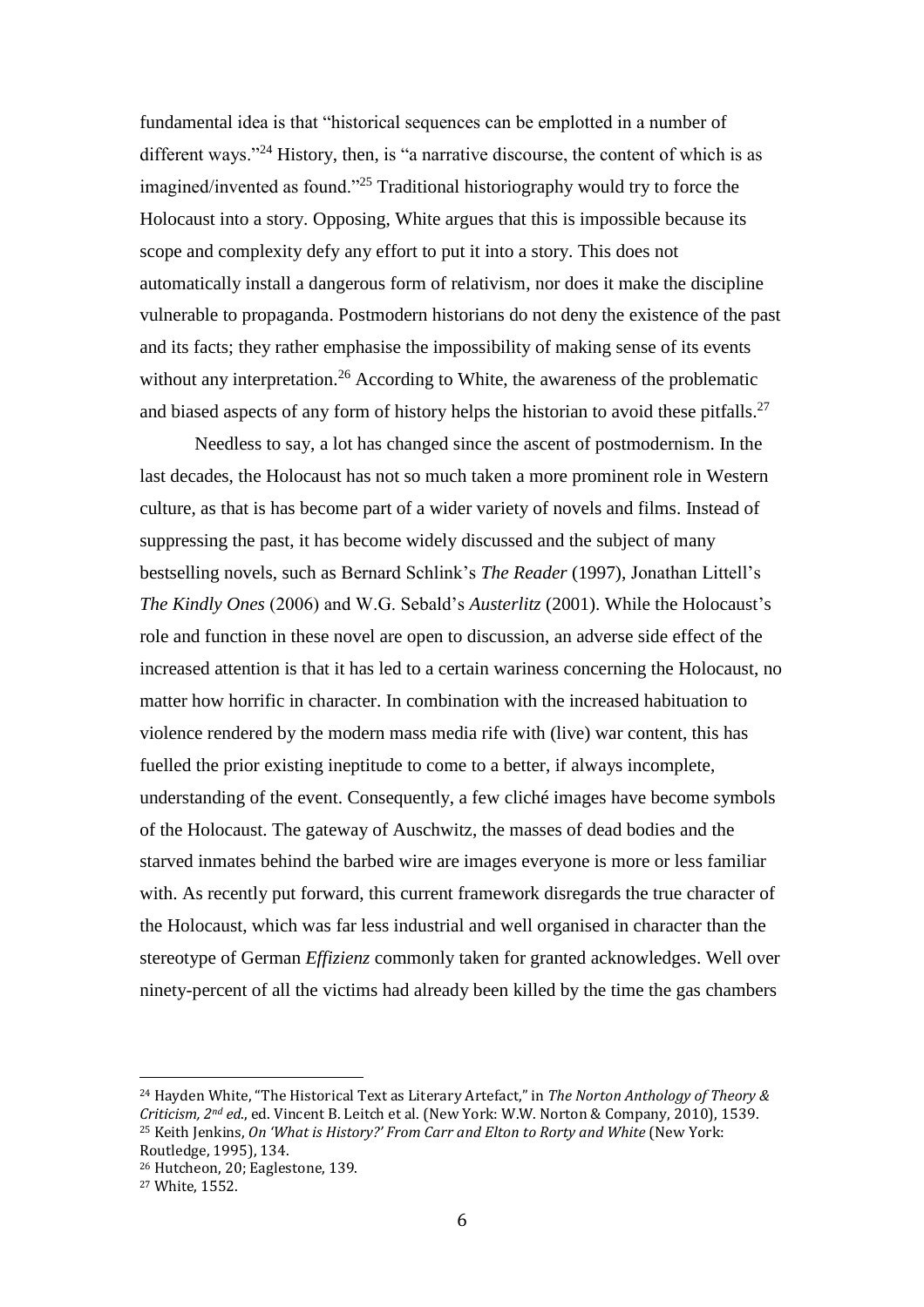fundamental idea is that "historical sequences can be emplotted in a number of different ways."[24] History, then, is "a narrative discourse, the content of which is as imagined/invented as found."[25] Traditional historiography would try to force the Holocaust into a story. Opposing, White argues that this is impossible because its scope and complexity defy any effort to put it into a story. This does not automatically install a dangerous form of relativism, nor does it make the discipline vulnerable to propaganda. Postmodern historians do not deny the existence of the past and its facts; they rather emphasise the impossibility of making sense of its events without any interpretation.[26] According to White, the awareness of the problematic and biased aspects of any form of history helps the historian to avoid these pitfalls.[27]

Needless to say, a lot has changed since the ascent of postmodernism. In the last decades, the Holocaust has not so much taken a more prominent role in Western culture, as that is has become part of a wider variety of novels and films. Instead of suppressing the past, it has become widely discussed and the subject of many bestselling novels, such as Bernard Schlink's *The Reader* (1997), Jonathan Littell's *The Kindly Ones* (2006) and W.G. Sebald's *Austerlitz* (2001). While the Holocaust's role and function in these novel are open to discussion, an adverse side effect of the increased attention is that it has led to a certain wariness concerning the Holocaust, no matter how horrific in character. In combination with the increased habituation to violence rendered by the modern mass media rife with (live) war content, this has fuelled the prior existing ineptitude to come to a better, if always incomplete, understanding of the event. Consequently, a few cliché images have become symbols of the Holocaust. The gateway of Auschwitz, the masses of dead bodies and the starved inmates behind the barbed wire are images everyone is more or less familiar with. As recently put forward, this current framework disregards the true character of the Holocaust, which was far less industrial and well organised in character than the stereotype of German *Effizienz* commonly taken for granted acknowledges. Well over ninety-percent of all the victims had already been killed by the time the gas chambers

---

[24] Hayden White, "The Historical Text as Literary Artefact," in *The Norton Anthology of Theory & Criticism, 2nd ed.*, ed. Vincent B. Leitch et al. (New York: W.W. Norton & Company, 2010), 1539.

[25] Keith Jenkins, *On 'What is History?' From Carr and Elton to Rorty and White* (New York: Routledge, 1995), 134.

[26] Hutcheon, 20; Eaglestone, 139.

[27] White, 1552.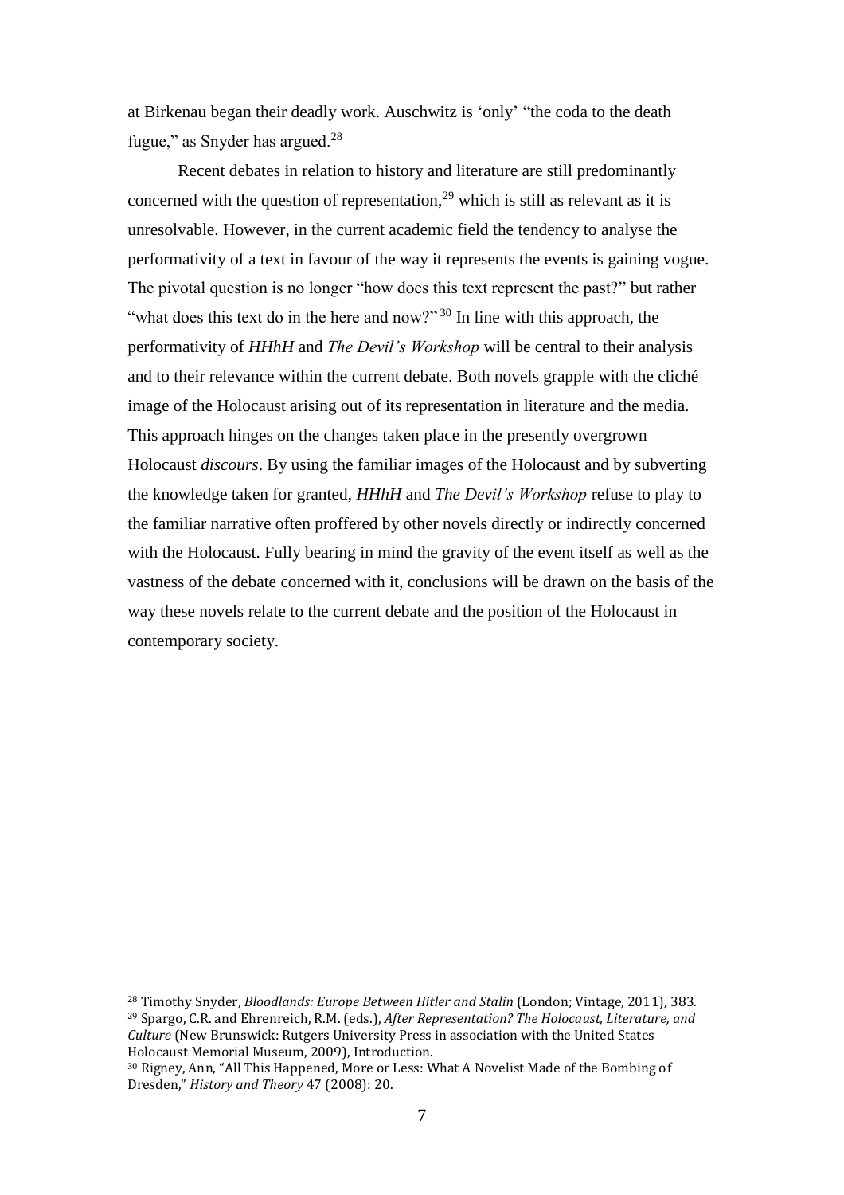at Birkenau began their deadly work. Auschwitz is 'only' "the coda to the death fugue," as Snyder has argued.[28]

Recent debates in relation to history and literature are still predominantly concerned with the question of representation,[29] which is still as relevant as it is unresolvable. However, in the current academic field the tendency to analyse the performativity of a text in favour of the way it represents the events is gaining vogue. The pivotal question is no longer "how does this text represent the past?" but rather "what does this text do in the here and now?"[30] In line with this approach, the performativity of *HHhH* and *The Devil's Workshop* will be central to their analysis and to their relevance within the current debate. Both novels grapple with the cliché image of the Holocaust arising out of its representation in literature and the media. This approach hinges on the changes taken place in the presently overgrown Holocaust *discours*. By using the familiar images of the Holocaust and by subverting the knowledge taken for granted, *HHhH* and *The Devil's Workshop* refuse to play to the familiar narrative often proffered by other novels directly or indirectly concerned with the Holocaust. Fully bearing in mind the gravity of the event itself as well as the vastness of the debate concerned with it, conclusions will be drawn on the basis of the way these novels relate to the current debate and the position of the Holocaust in contemporary society.

---

[28] Timothy Snyder, *Bloodlands: Europe Between Hitler and Stalin* (London; Vintage, 2011), 383.

[29] Spargo, C.R. and Ehrenreich, R.M. (eds.), *After Representation? The Holocaust, Literature, and Culture* (New Brunswick: Rutgers University Press in association with the United States Holocaust Memorial Museum, 2009), Introduction.

[30] Rigney, Ann, "All This Happened, More or Less: What A Novelist Made of the Bombing of Dresden," *History and Theory* 47 (2008): 20.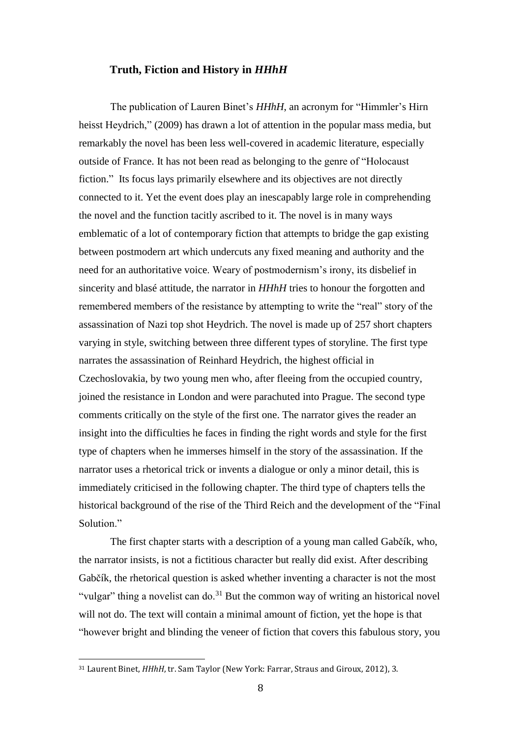### **Truth, Fiction and History in *HHhH***

The publication of Lauren Binet's *HHhH*, an acronym for "Himmler's Hirn heisst Heydrich," (2009) has drawn a lot of attention in the popular mass media, but remarkably the novel has been less well-covered in academic literature, especially outside of France. It has not been read as belonging to the genre of "Holocaust fiction." Its focus lays primarily elsewhere and its objectives are not directly connected to it. Yet the event does play an inescapably large role in comprehending the novel and the function tacitly ascribed to it. The novel is in many ways emblematic of a lot of contemporary fiction that attempts to bridge the gap existing between postmodern art which undercuts any fixed meaning and authority and the need for an authoritative voice. Weary of postmodernism's irony, its disbelief in sincerity and blasé attitude, the narrator in *HHhH* tries to honour the forgotten and remembered members of the resistance by attempting to write the "real" story of the assassination of Nazi top shot Heydrich. The novel is made up of 257 short chapters varying in style, switching between three different types of storyline. The first type narrates the assassination of Reinhard Heydrich, the highest official in Czechoslovakia, by two young men who, after fleeing from the occupied country, joined the resistance in London and were parachuted into Prague. The second type comments critically on the style of the first one. The narrator gives the reader an insight into the difficulties he faces in finding the right words and style for the first type of chapters when he immerses himself in the story of the assassination. If the narrator uses a rhetorical trick or invents a dialogue or only a minor detail, this is immediately criticised in the following chapter. The third type of chapters tells the historical background of the rise of the Third Reich and the development of the "Final Solution."

The first chapter starts with a description of a young man called Gabčík, who, the narrator insists, is not a fictitious character but really did exist. After describing Gabčík, the rhetorical question is asked whether inventing a character is not the most "vulgar" thing a novelist can do.[31] But the common way of writing an historical novel will not do. The text will contain a minimal amount of fiction, yet the hope is that "however bright and blinding the veneer of fiction that covers this fabulous story, you

---

[31] Laurent Binet, *HHhH*, tr. Sam Taylor (New York: Farrar, Straus and Giroux, 2012), 3.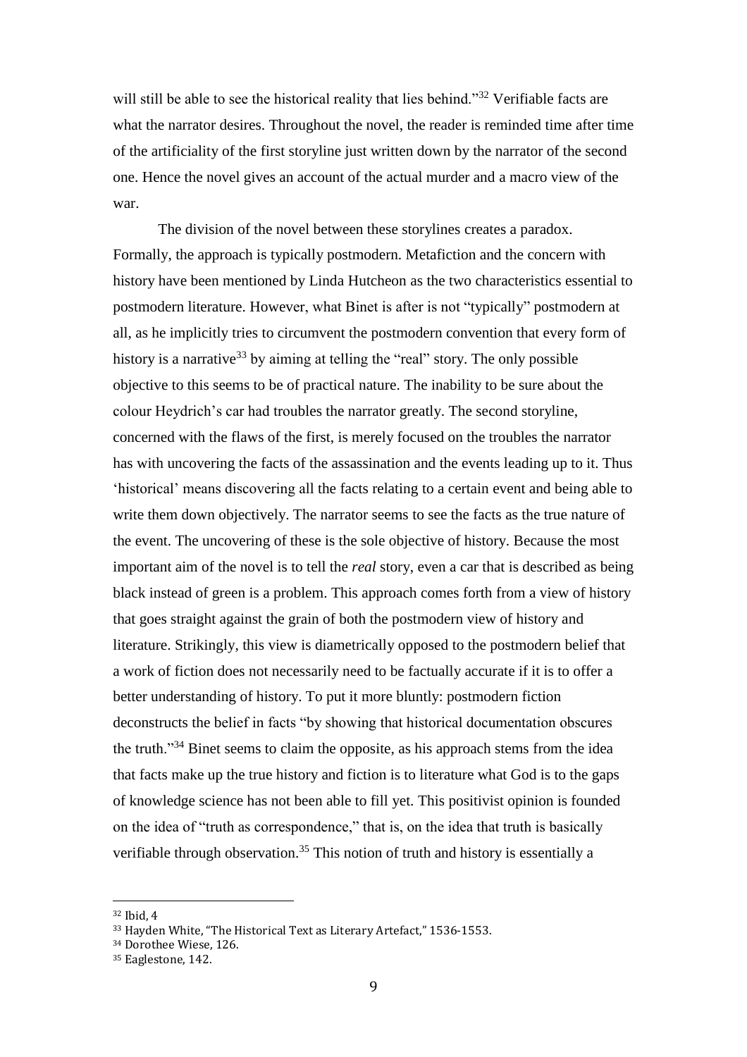will still be able to see the historical reality that lies behind."[32] Verifiable facts are what the narrator desires. Throughout the novel, the reader is reminded time after time of the artificiality of the first storyline just written down by the narrator of the second one. Hence the novel gives an account of the actual murder and a macro view of the war.

The division of the novel between these storylines creates a paradox. Formally, the approach is typically postmodern. Metafiction and the concern with history have been mentioned by Linda Hutcheon as the two characteristics essential to postmodern literature. However, what Binet is after is not "typically" postmodern at all, as he implicitly tries to circumvent the postmodern convention that every form of history is a narrative[33] by aiming at telling the "real" story. The only possible objective to this seems to be of practical nature. The inability to be sure about the colour Heydrich's car had troubles the narrator greatly. The second storyline, concerned with the flaws of the first, is merely focused on the troubles the narrator has with uncovering the facts of the assassination and the events leading up to it. Thus 'historical' means discovering all the facts relating to a certain event and being able to write them down objectively. The narrator seems to see the facts as the true nature of the event. The uncovering of these is the sole objective of history. Because the most important aim of the novel is to tell the *real* story, even a car that is described as being black instead of green is a problem. This approach comes forth from a view of history that goes straight against the grain of both the postmodern view of history and literature. Strikingly, this view is diametrically opposed to the postmodern belief that a work of fiction does not necessarily need to be factually accurate if it is to offer a better understanding of history. To put it more bluntly: postmodern fiction deconstructs the belief in facts "by showing that historical documentation obscures the truth."[34] Binet seems to claim the opposite, as his approach stems from the idea that facts make up the true history and fiction is to literature what God is to the gaps of knowledge science has not been able to fill yet. This positivist opinion is founded on the idea of "truth as correspondence," that is, on the idea that truth is basically verifiable through observation.[35] This notion of truth and history is essentially a

---

[32] Ibid, 4

[33] Hayden White, "The Historical Text as Literary Artefact," 1536-1553.

[34] Dorothee Wiese, 126.

[35] Eaglestone, 142.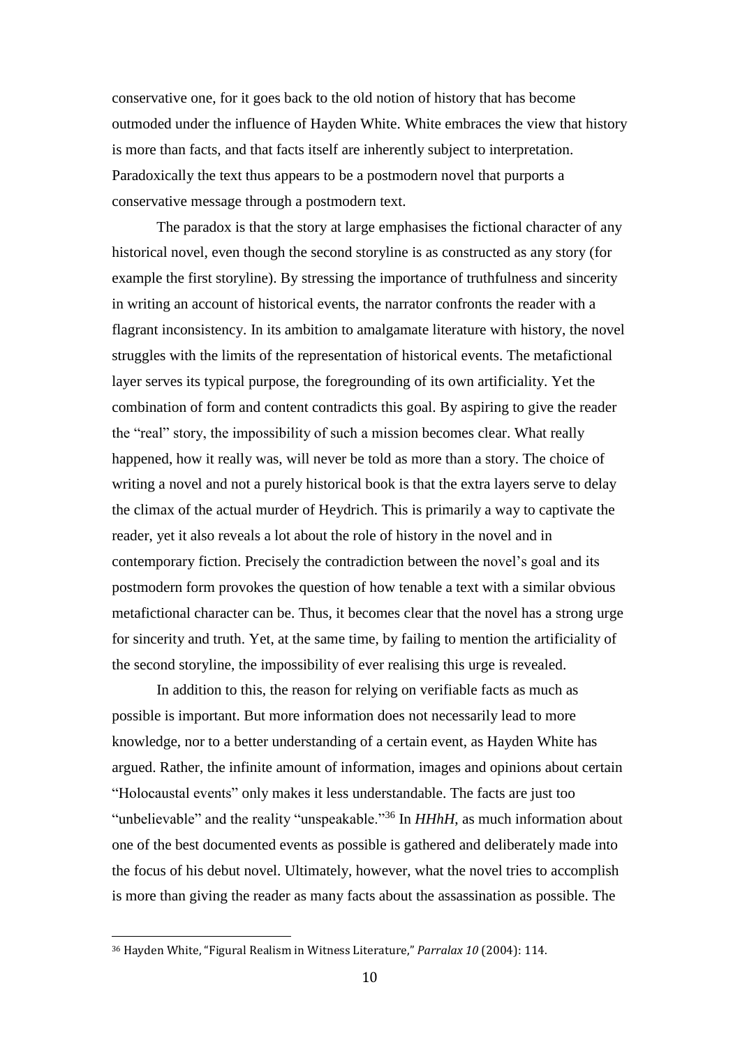conservative one, for it goes back to the old notion of history that has become outmoded under the influence of Hayden White. White embraces the view that history is more than facts, and that facts itself are inherently subject to interpretation. Paradoxically the text thus appears to be a postmodern novel that purports a conservative message through a postmodern text.

The paradox is that the story at large emphasises the fictional character of any historical novel, even though the second storyline is as constructed as any story (for example the first storyline). By stressing the importance of truthfulness and sincerity in writing an account of historical events, the narrator confronts the reader with a flagrant inconsistency. In its ambition to amalgamate literature with history, the novel struggles with the limits of the representation of historical events. The metafictional layer serves its typical purpose, the foregrounding of its own artificiality. Yet the combination of form and content contradicts this goal. By aspiring to give the reader the "real" story, the impossibility of such a mission becomes clear. What really happened, how it really was, will never be told as more than a story. The choice of writing a novel and not a purely historical book is that the extra layers serve to delay the climax of the actual murder of Heydrich. This is primarily a way to captivate the reader, yet it also reveals a lot about the role of history in the novel and in contemporary fiction. Precisely the contradiction between the novel's goal and its postmodern form provokes the question of how tenable a text with a similar obvious metafictional character can be. Thus, it becomes clear that the novel has a strong urge for sincerity and truth. Yet, at the same time, by failing to mention the artificiality of the second storyline, the impossibility of ever realising this urge is revealed.

In addition to this, the reason for relying on verifiable facts as much as possible is important. But more information does not necessarily lead to more knowledge, nor to a better understanding of a certain event, as Hayden White has argued. Rather, the infinite amount of information, images and opinions about certain "Holocaustal events" only makes it less understandable. The facts are just too "unbelievable" and the reality "unspeakable."[36] In *HHhH*, as much information about one of the best documented events as possible is gathered and deliberately made into the focus of his debut novel. Ultimately, however, what the novel tries to accomplish is more than giving the reader as many facts about the assassination as possible. The

---

[36] Hayden White, "Figural Realism in Witness Literature," *Parralax 10* (2004): 114.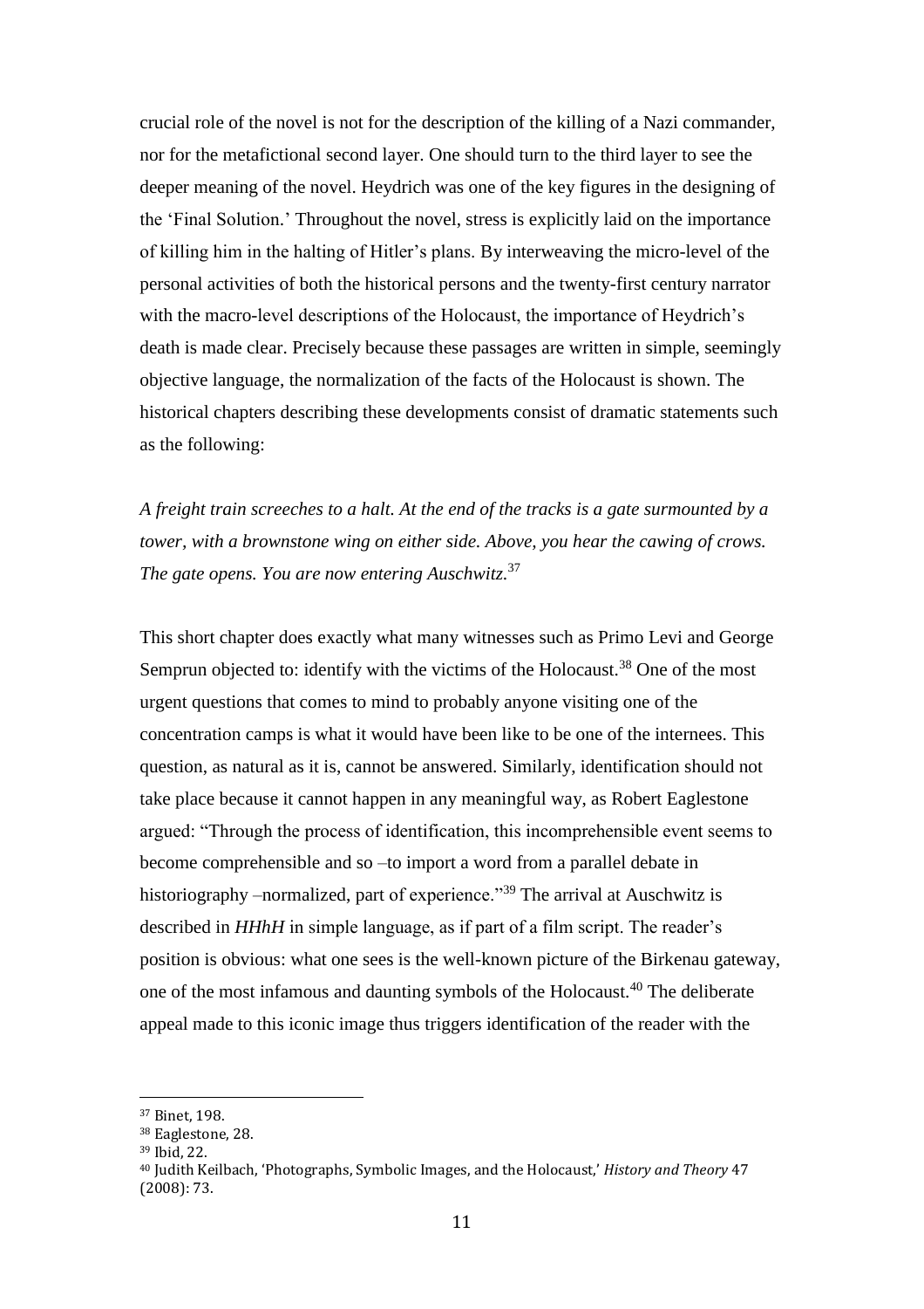crucial role of the novel is not for the description of the killing of a Nazi commander, nor for the metafictional second layer. One should turn to the third layer to see the deeper meaning of the novel. Heydrich was one of the key figures in the designing of the 'Final Solution.' Throughout the novel, stress is explicitly laid on the importance of killing him in the halting of Hitler's plans. By interweaving the micro-level of the personal activities of both the historical persons and the twenty-first century narrator with the macro-level descriptions of the Holocaust, the importance of Heydrich's death is made clear. Precisely because these passages are written in simple, seemingly objective language, the normalization of the facts of the Holocaust is shown. The historical chapters describing these developments consist of dramatic statements such as the following:

*A freight train screeches to a halt. At the end of the tracks is a gate surmounted by a tower, with a brownstone wing on either side. Above, you hear the cawing of crows. The gate opens. You are now entering Auschwitz.*[37]

This short chapter does exactly what many witnesses such as Primo Levi and George Semprun objected to: identify with the victims of the Holocaust.[38] One of the most urgent questions that comes to mind to probably anyone visiting one of the concentration camps is what it would have been like to be one of the internees. This question, as natural as it is, cannot be answered. Similarly, identification should not take place because it cannot happen in any meaningful way, as Robert Eaglestone argued: "Through the process of identification, this incomprehensible event seems to become comprehensible and so –to import a word from a parallel debate in historiography –normalized, part of experience."[39] The arrival at Auschwitz is described in *HHhH* in simple language, as if part of a film script. The reader's position is obvious: what one sees is the well-known picture of the Birkenau gateway, one of the most infamous and daunting symbols of the Holocaust.[40] The deliberate appeal made to this iconic image thus triggers identification of the reader with the

---

[37] Binet, 198.

[38] Eaglestone, 28.

[39] Ibid, 22.

[40] Judith Keilbach, 'Photographs, Symbolic Images, and the Holocaust,' *History and Theory* 47 (2008): 73.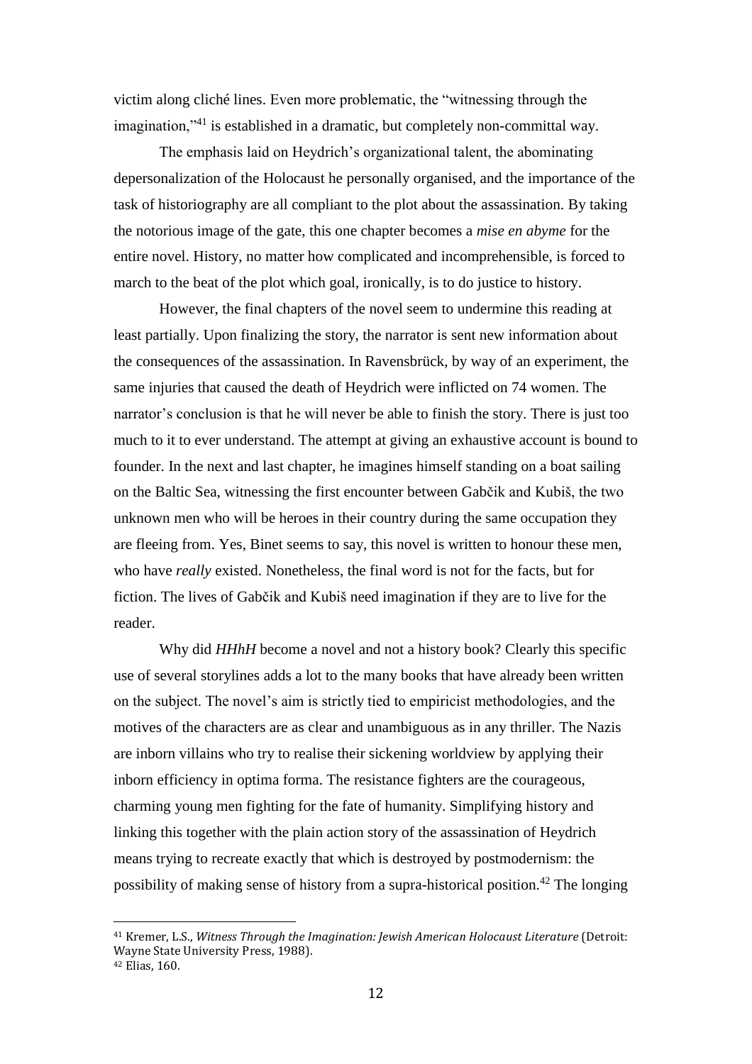victim along cliché lines. Even more problematic, the "witnessing through the imagination,"[41] is established in a dramatic, but completely non-committal way.

The emphasis laid on Heydrich's organizational talent, the abominating depersonalization of the Holocaust he personally organised, and the importance of the task of historiography are all compliant to the plot about the assassination. By taking the notorious image of the gate, this one chapter becomes a *mise en abyme* for the entire novel. History, no matter how complicated and incomprehensible, is forced to march to the beat of the plot which goal, ironically, is to do justice to history.

However, the final chapters of the novel seem to undermine this reading at least partially. Upon finalizing the story, the narrator is sent new information about the consequences of the assassination. In Ravensbrück, by way of an experiment, the same injuries that caused the death of Heydrich were inflicted on 74 women. The narrator's conclusion is that he will never be able to finish the story. There is just too much to it to ever understand. The attempt at giving an exhaustive account is bound to founder. In the next and last chapter, he imagines himself standing on a boat sailing on the Baltic Sea, witnessing the first encounter between Gabčik and Kubiš, the two unknown men who will be heroes in their country during the same occupation they are fleeing from. Yes, Binet seems to say, this novel is written to honour these men, who have *really* existed. Nonetheless, the final word is not for the facts, but for fiction. The lives of Gabčik and Kubiš need imagination if they are to live for the reader.

Why did *HHhH* become a novel and not a history book? Clearly this specific use of several storylines adds a lot to the many books that have already been written on the subject. The novel's aim is strictly tied to empiricist methodologies, and the motives of the characters are as clear and unambiguous as in any thriller. The Nazis are inborn villains who try to realise their sickening worldview by applying their inborn efficiency in optima forma. The resistance fighters are the courageous, charming young men fighting for the fate of humanity. Simplifying history and linking this together with the plain action story of the assassination of Heydrich means trying to recreate exactly that which is destroyed by postmodernism: the possibility of making sense of history from a supra-historical position.[42] The longing

---

[41] Kremer, L.S., *Witness Through the Imagination: Jewish American Holocaust Literature* (Detroit: Wayne State University Press, 1988).

[42] Elias, 160.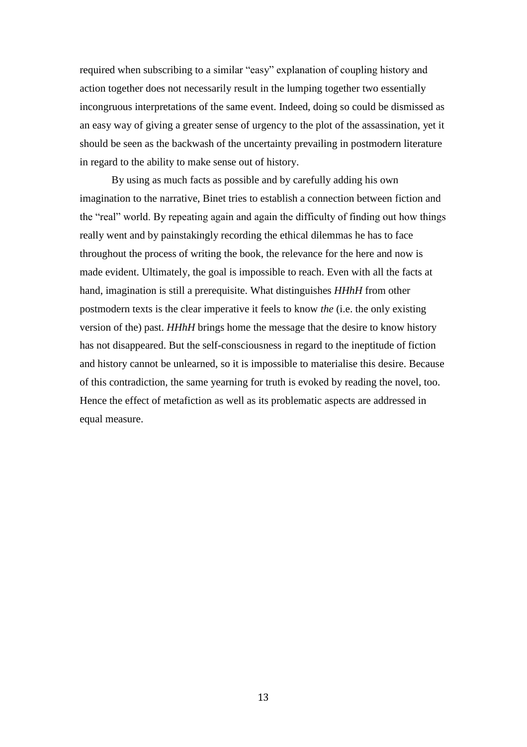required when subscribing to a similar "easy" explanation of coupling history and action together does not necessarily result in the lumping together two essentially incongruous interpretations of the same event. Indeed, doing so could be dismissed as an easy way of giving a greater sense of urgency to the plot of the assassination, yet it should be seen as the backwash of the uncertainty prevailing in postmodern literature in regard to the ability to make sense out of history.

By using as much facts as possible and by carefully adding his own imagination to the narrative, Binet tries to establish a connection between fiction and the "real" world. By repeating again and again the difficulty of finding out how things really went and by painstakingly recording the ethical dilemmas he has to face throughout the process of writing the book, the relevance for the here and now is made evident. Ultimately, the goal is impossible to reach. Even with all the facts at hand, imagination is still a prerequisite. What distinguishes *HHhH* from other postmodern texts is the clear imperative it feels to know *the* (i.e. the only existing version of the) past. *HHhH* brings home the message that the desire to know history has not disappeared. But the self-consciousness in regard to the ineptitude of fiction and history cannot be unlearned, so it is impossible to materialise this desire. Because of this contradiction, the same yearning for truth is evoked by reading the novel, too. Hence the effect of metafiction as well as its problematic aspects are addressed in equal measure.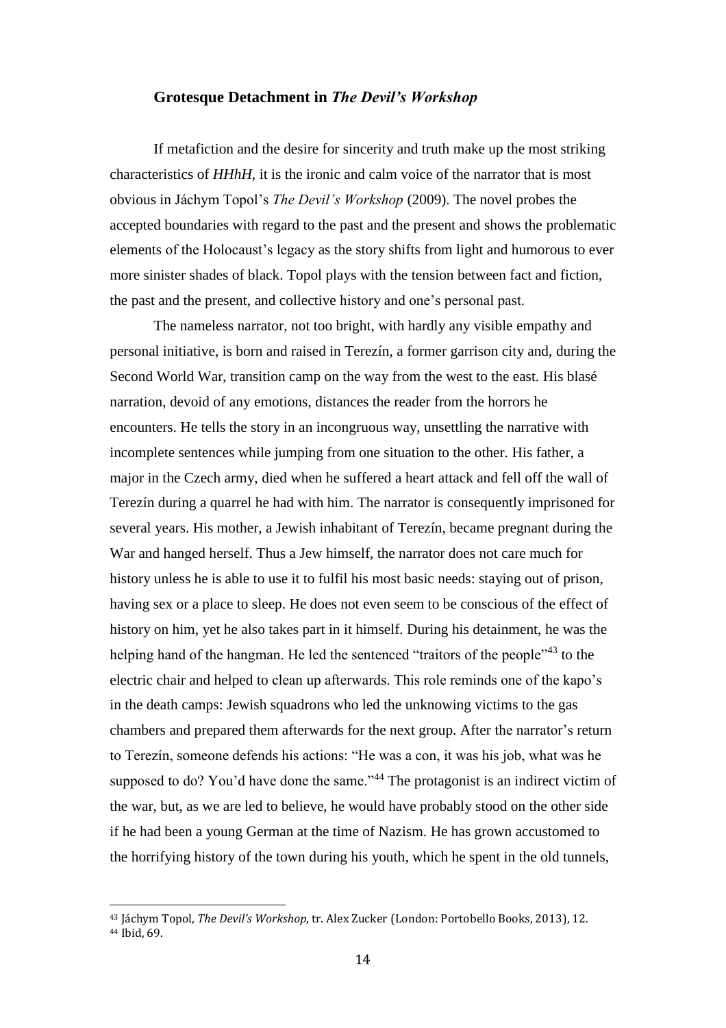### Grotesque Detachment in *The Devil's Workshop*

If metafiction and the desire for sincerity and truth make up the most striking characteristics of *HHhH*, it is the ironic and calm voice of the narrator that is most obvious in Jáchym Topol's *The Devil's Workshop* (2009). The novel probes the accepted boundaries with regard to the past and the present and shows the problematic elements of the Holocaust's legacy as the story shifts from light and humorous to ever more sinister shades of black. Topol plays with the tension between fact and fiction, the past and the present, and collective history and one's personal past.

The nameless narrator, not too bright, with hardly any visible empathy and personal initiative, is born and raised in Terezín, a former garrison city and, during the Second World War, transition camp on the way from the west to the east. His blasé narration, devoid of any emotions, distances the reader from the horrors he encounters. He tells the story in an incongruous way, unsettling the narrative with incomplete sentences while jumping from one situation to the other. His father, a major in the Czech army, died when he suffered a heart attack and fell off the wall of Terezín during a quarrel he had with him. The narrator is consequently imprisoned for several years. His mother, a Jewish inhabitant of Terezín, became pregnant during the War and hanged herself. Thus a Jew himself, the narrator does not care much for history unless he is able to use it to fulfil his most basic needs: staying out of prison, having sex or a place to sleep. He does not even seem to be conscious of the effect of history on him, yet he also takes part in it himself. During his detainment, he was the helping hand of the hangman. He led the sentenced "traitors of the people"[43] to the electric chair and helped to clean up afterwards. This role reminds one of the kapo's in the death camps: Jewish squadrons who led the unknowing victims to the gas chambers and prepared them afterwards for the next group. After the narrator's return to Terezín, someone defends his actions: "He was a con, it was his job, what was he supposed to do? You'd have done the same."[44] The protagonist is an indirect victim of the war, but, as we are led to believe, he would have probably stood on the other side if he had been a young German at the time of Nazism. He has grown accustomed to the horrifying history of the town during his youth, which he spent in the old tunnels,

---

[43] Jáchym Topol, *The Devil's Workshop*, tr. Alex Zucker (London: Portobello Books, 2013), 12.
[44] Ibid, 69.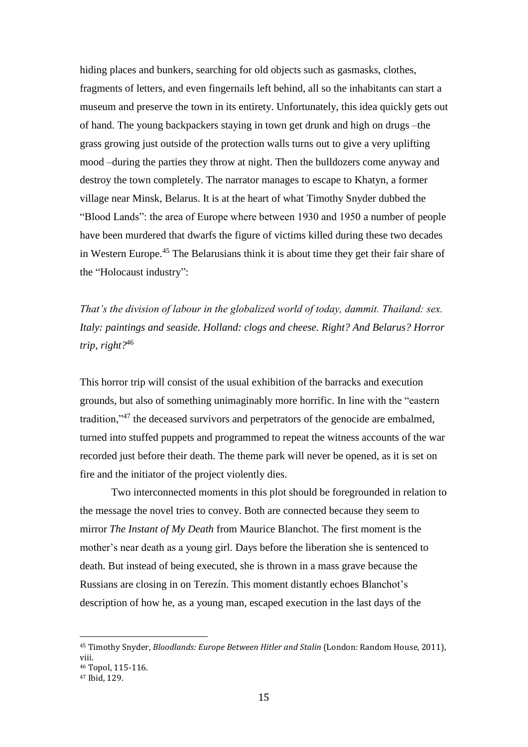hiding places and bunkers, searching for old objects such as gasmasks, clothes, fragments of letters, and even fingernails left behind, all so the inhabitants can start a museum and preserve the town in its entirety. Unfortunately, this idea quickly gets out of hand. The young backpackers staying in town get drunk and high on drugs –the grass growing just outside of the protection walls turns out to give a very uplifting mood –during the parties they throw at night. Then the bulldozers come anyway and destroy the town completely. The narrator manages to escape to Khatyn, a former village near Minsk, Belarus. It is at the heart of what Timothy Snyder dubbed the "Blood Lands": the area of Europe where between 1930 and 1950 a number of people have been murdered that dwarfs the figure of victims killed during these two decades in Western Europe.[45] The Belarusians think it is about time they get their fair share of the "Holocaust industry":

*That's the division of labour in the globalized world of today, dammit. Thailand: sex. Italy: paintings and seaside. Holland: clogs and cheese. Right? And Belarus? Horror trip, right?*[46]

This horror trip will consist of the usual exhibition of the barracks and execution grounds, but also of something unimaginably more horrific. In line with the "eastern tradition,"[47] the deceased survivors and perpetrators of the genocide are embalmed, turned into stuffed puppets and programmed to repeat the witness accounts of the war recorded just before their death. The theme park will never be opened, as it is set on fire and the initiator of the project violently dies.

Two interconnected moments in this plot should be foregrounded in relation to the message the novel tries to convey. Both are connected because they seem to mirror *The Instant of My Death* from Maurice Blanchot. The first moment is the mother's near death as a young girl. Days before the liberation she is sentenced to death. But instead of being executed, she is thrown in a mass grave because the Russians are closing in on Terezín. This moment distantly echoes Blanchot's description of how he, as a young man, escaped execution in the last days of the

---

[45] Timothy Snyder, *Bloodlands: Europe Between Hitler and Stalin* (London: Random House, 2011), viii.

[46] Topol, 115-116.

[47] Ibid, 129.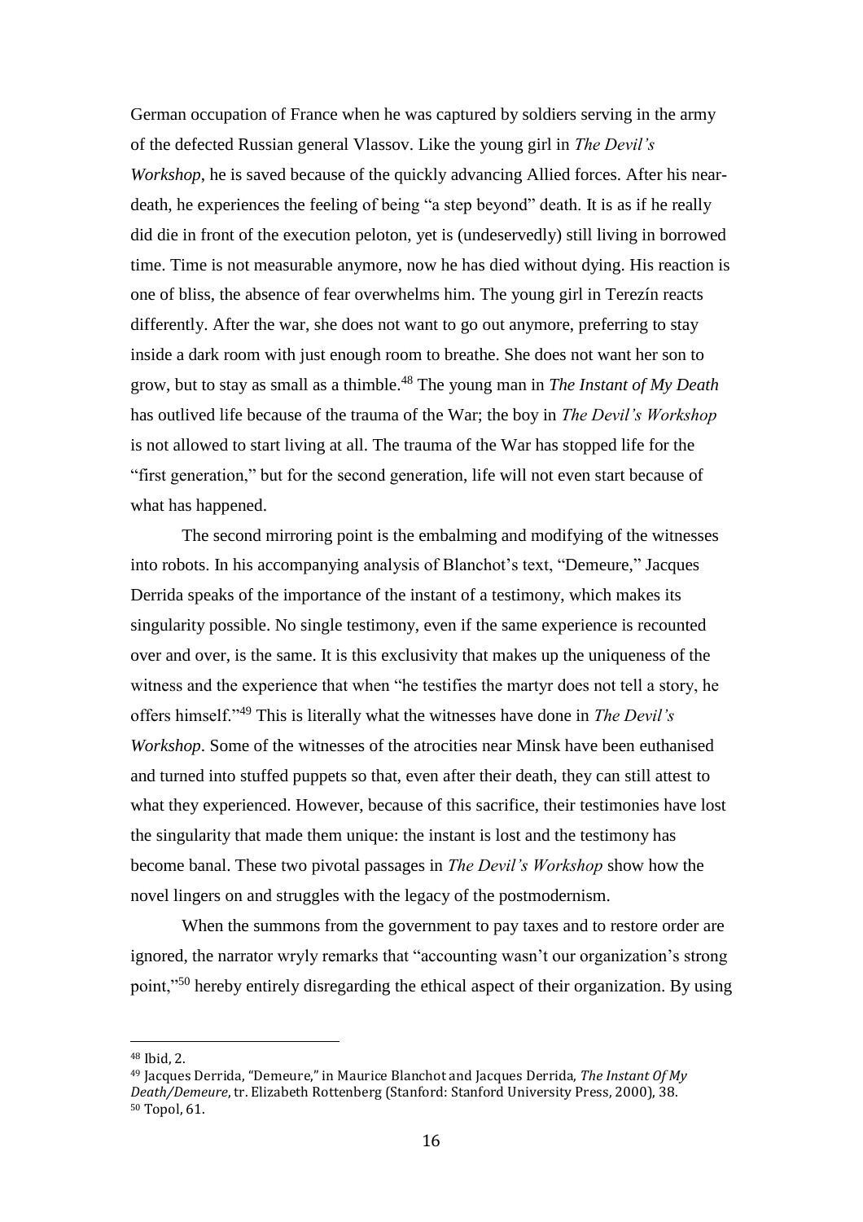German occupation of France when he was captured by soldiers serving in the army of the defected Russian general Vlassov. Like the young girl in *The Devil's Workshop*, he is saved because of the quickly advancing Allied forces. After his near-death, he experiences the feeling of being "a step beyond" death. It is as if he really did die in front of the execution peloton, yet is (undeservedly) still living in borrowed time. Time is not measurable anymore, now he has died without dying. His reaction is one of bliss, the absence of fear overwhelms him. The young girl in Terezín reacts differently. After the war, she does not want to go out anymore, preferring to stay inside a dark room with just enough room to breathe. She does not want her son to grow, but to stay as small as a thimble.[48] The young man in *The Instant of My Death* has outlived life because of the trauma of the War; the boy in *The Devil's Workshop* is not allowed to start living at all. The trauma of the War has stopped life for the "first generation," but for the second generation, life will not even start because of what has happened.

The second mirroring point is the embalming and modifying of the witnesses into robots. In his accompanying analysis of Blanchot's text, "Demeure," Jacques Derrida speaks of the importance of the instant of a testimony, which makes its singularity possible. No single testimony, even if the same experience is recounted over and over, is the same. It is this exclusivity that makes up the uniqueness of the witness and the experience that when "he testifies the martyr does not tell a story, he offers himself."[49] This is literally what the witnesses have done in *The Devil's Workshop*. Some of the witnesses of the atrocities near Minsk have been euthanised and turned into stuffed puppets so that, even after their death, they can still attest to what they experienced. However, because of this sacrifice, their testimonies have lost the singularity that made them unique: the instant is lost and the testimony has become banal. These two pivotal passages in *The Devil's Workshop* show how the novel lingers on and struggles with the legacy of the postmodernism.

When the summons from the government to pay taxes and to restore order are ignored, the narrator wryly remarks that "accounting wasn't our organization's strong point,"[50] hereby entirely disregarding the ethical aspect of their organization. By using

[48] Ibid, 2.

[49] Jacques Derrida, "Demeure," in Maurice Blanchot and Jacques Derrida, *The Instant Of My Death/Demeure*, tr. Elizabeth Rottenberg (Stanford: Stanford University Press, 2000), 38.

[50] Topol, 61.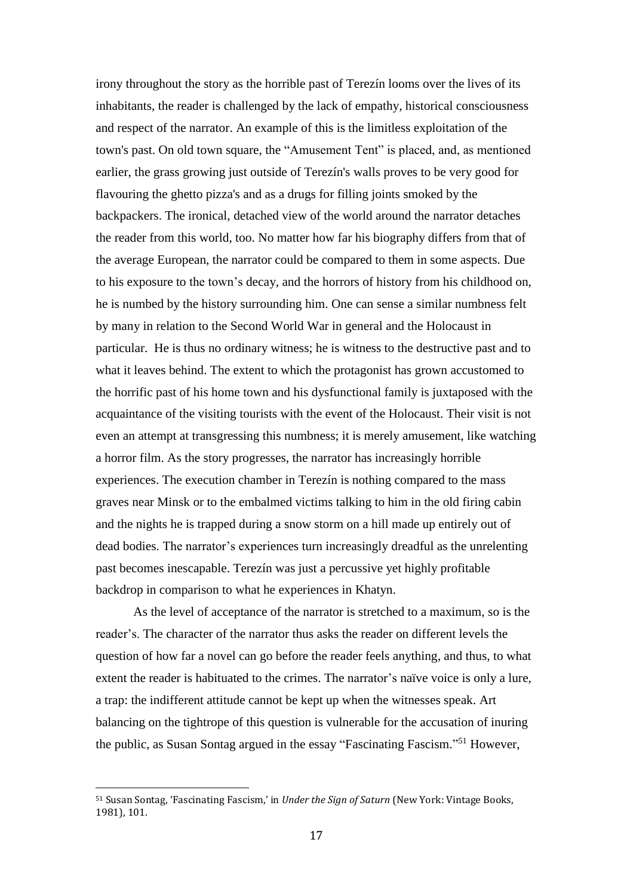irony throughout the story as the horrible past of Terezín looms over the lives of its inhabitants, the reader is challenged by the lack of empathy, historical consciousness and respect of the narrator. An example of this is the limitless exploitation of the town's past. On old town square, the "Amusement Tent" is placed, and, as mentioned earlier, the grass growing just outside of Terezín's walls proves to be very good for flavouring the ghetto pizza's and as a drugs for filling joints smoked by the backpackers. The ironical, detached view of the world around the narrator detaches the reader from this world, too. No matter how far his biography differs from that of the average European, the narrator could be compared to them in some aspects. Due to his exposure to the town's decay, and the horrors of history from his childhood on, he is numbed by the history surrounding him. One can sense a similar numbness felt by many in relation to the Second World War in general and the Holocaust in particular.  He is thus no ordinary witness; he is witness to the destructive past and to what it leaves behind. The extent to which the protagonist has grown accustomed to the horrific past of his home town and his dysfunctional family is juxtaposed with the acquaintance of the visiting tourists with the event of the Holocaust. Their visit is not even an attempt at transgressing this numbness; it is merely amusement, like watching a horror film. As the story progresses, the narrator has increasingly horrible experiences. The execution chamber in Terezín is nothing compared to the mass graves near Minsk or to the embalmed victims talking to him in the old firing cabin and the nights he is trapped during a snow storm on a hill made up entirely out of dead bodies. The narrator's experiences turn increasingly dreadful as the unrelenting past becomes inescapable. Terezín was just a percussive yet highly profitable backdrop in comparison to what he experiences in Khatyn.

As the level of acceptance of the narrator is stretched to a maximum, so is the reader's. The character of the narrator thus asks the reader on different levels the question of how far a novel can go before the reader feels anything, and thus, to what extent the reader is habituated to the crimes. The narrator's naïve voice is only a lure, a trap: the indifferent attitude cannot be kept up when the witnesses speak. Art balancing on the tightrope of this question is vulnerable for the accusation of inuring the public, as Susan Sontag argued in the essay "Fascinating Fascism."[51] However,

[51] Susan Sontag, 'Fascinating Fascism,' in *Under the Sign of Saturn* (New York: Vintage Books, 1981), 101.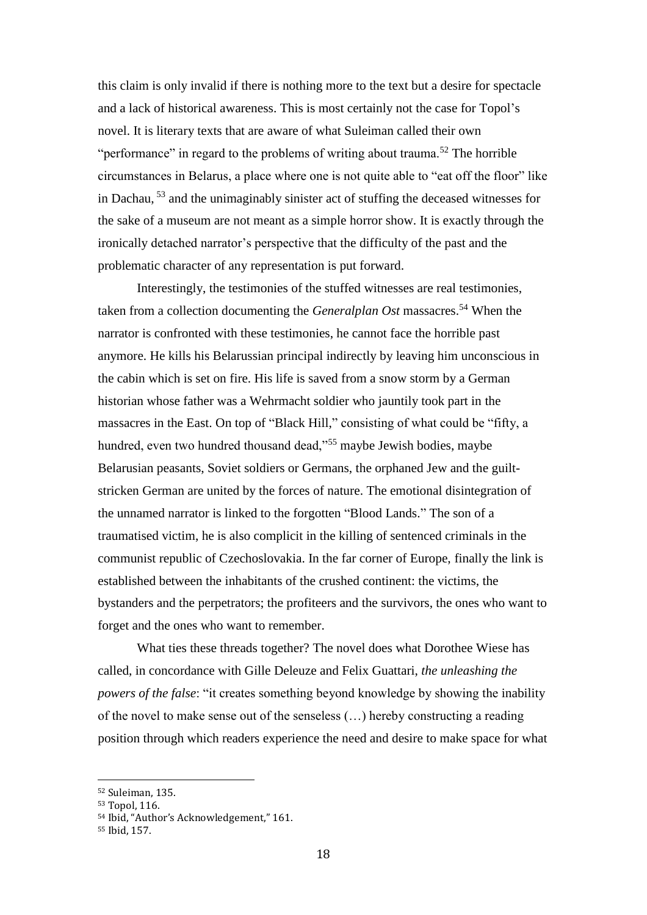this claim is only invalid if there is nothing more to the text but a desire for spectacle and a lack of historical awareness. This is most certainly not the case for Topol's novel. It is literary texts that are aware of what Suleiman called their own "performance" in regard to the problems of writing about trauma.[52] The horrible circumstances in Belarus, a place where one is not quite able to "eat off the floor" like in Dachau, [53] and the unimaginably sinister act of stuffing the deceased witnesses for the sake of a museum are not meant as a simple horror show. It is exactly through the ironically detached narrator's perspective that the difficulty of the past and the problematic character of any representation is put forward.

Interestingly, the testimonies of the stuffed witnesses are real testimonies, taken from a collection documenting the *Generalplan Ost* massacres.[54] When the narrator is confronted with these testimonies, he cannot face the horrible past anymore. He kills his Belarussian principal indirectly by leaving him unconscious in the cabin which is set on fire. His life is saved from a snow storm by a German historian whose father was a Wehrmacht soldier who jauntily took part in the massacres in the East. On top of "Black Hill," consisting of what could be "fifty, a hundred, even two hundred thousand dead,"[55] maybe Jewish bodies, maybe Belarusian peasants, Soviet soldiers or Germans, the orphaned Jew and the guilt-stricken German are united by the forces of nature. The emotional disintegration of the unnamed narrator is linked to the forgotten "Blood Lands." The son of a traumatised victim, he is also complicit in the killing of sentenced criminals in the communist republic of Czechoslovakia. In the far corner of Europe, finally the link is established between the inhabitants of the crushed continent: the victims, the bystanders and the perpetrators; the profiteers and the survivors, the ones who want to forget and the ones who want to remember.

What ties these threads together? The novel does what Dorothee Wiese has called, in concordance with Gille Deleuze and Felix Guattari, *the unleashing the powers of the false*: "it creates something beyond knowledge by showing the inability of the novel to make sense out of the senseless (…) hereby constructing a reading position through which readers experience the need and desire to make space for what

[52] Suleiman, 135.
[53] Topol, 116.
[54] Ibid, "Author's Acknowledgement," 161.
[55] Ibid, 157.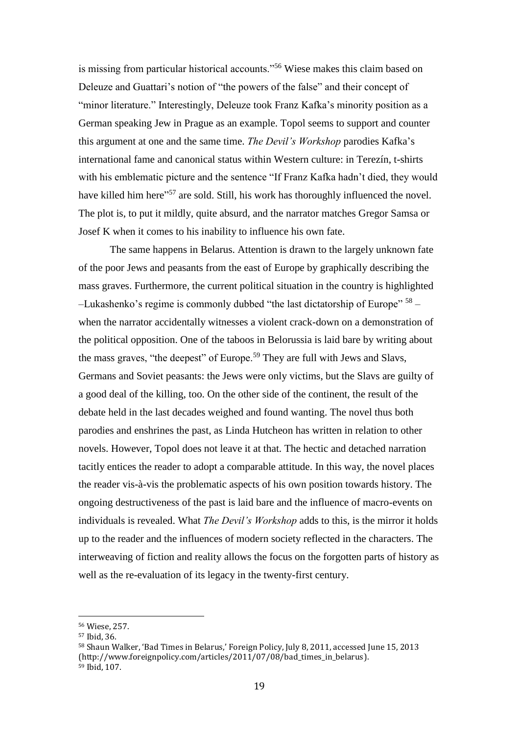is missing from particular historical accounts."[56] Wiese makes this claim based on Deleuze and Guattari's notion of "the powers of the false" and their concept of "minor literature." Interestingly, Deleuze took Franz Kafka's minority position as a German speaking Jew in Prague as an example. Topol seems to support and counter this argument at one and the same time. *The Devil's Workshop* parodies Kafka's international fame and canonical status within Western culture: in Terezín, t-shirts with his emblematic picture and the sentence "If Franz Kafka hadn't died, they would have killed him here"[57] are sold. Still, his work has thoroughly influenced the novel. The plot is, to put it mildly, quite absurd, and the narrator matches Gregor Samsa or Josef K when it comes to his inability to influence his own fate.

The same happens in Belarus. Attention is drawn to the largely unknown fate of the poor Jews and peasants from the east of Europe by graphically describing the mass graves. Furthermore, the current political situation in the country is highlighted –Lukashenko's regime is commonly dubbed "the last dictatorship of Europe" [58] – when the narrator accidentally witnesses a violent crack-down on a demonstration of the political opposition. One of the taboos in Belorussia is laid bare by writing about the mass graves, "the deepest" of Europe.[59] They are full with Jews and Slavs, Germans and Soviet peasants: the Jews were only victims, but the Slavs are guilty of a good deal of the killing, too. On the other side of the continent, the result of the debate held in the last decades weighed and found wanting. The novel thus both parodies and enshrines the past, as Linda Hutcheon has written in relation to other novels. However, Topol does not leave it at that. The hectic and detached narration tacitly entices the reader to adopt a comparable attitude. In this way, the novel places the reader vis-à-vis the problematic aspects of his own position towards history. The ongoing destructiveness of the past is laid bare and the influence of macro-events on individuals is revealed. What *The Devil's Workshop* adds to this, is the mirror it holds up to the reader and the influences of modern society reflected in the characters. The interweaving of fiction and reality allows the focus on the forgotten parts of history as well as the re-evaluation of its legacy in the twenty-first century.

---

[56] Wiese, 257.

[57] Ibid, 36.

[58] Shaun Walker, 'Bad Times in Belarus,' Foreign Policy, July 8, 2011, accessed June 15, 2013 (http://www.foreignpolicy.com/articles/2011/07/08/bad_times_in_belarus).

[59] Ibid, 107.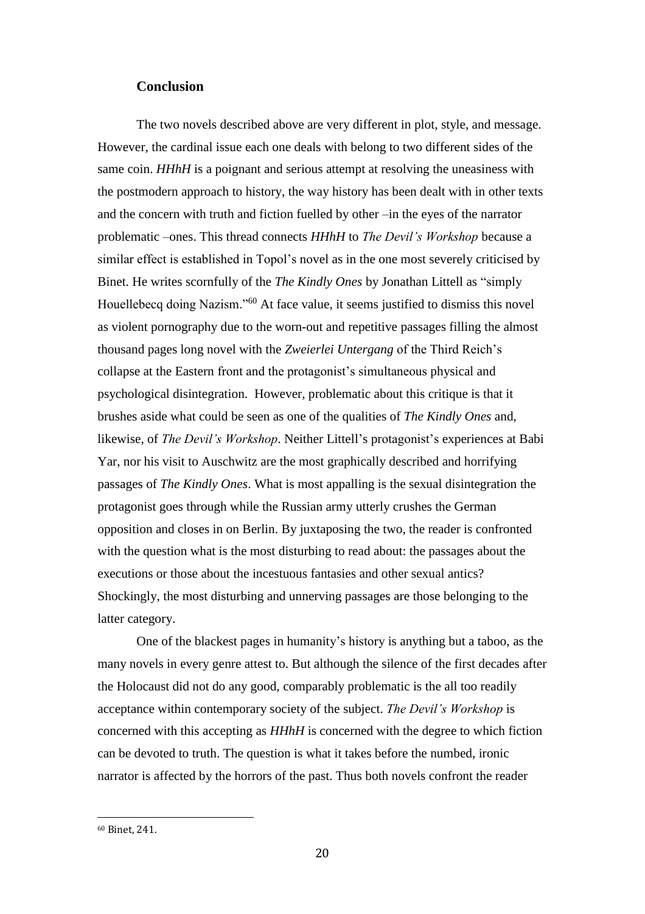## Conclusion

The two novels described above are very different in plot, style, and message. However, the cardinal issue each one deals with belong to two different sides of the same coin. *HHhH* is a poignant and serious attempt at resolving the uneasiness with the postmodern approach to history, the way history has been dealt with in other texts and the concern with truth and fiction fuelled by other –in the eyes of the narrator problematic –ones. This thread connects *HHhH* to *The Devil's Workshop* because a similar effect is established in Topol's novel as in the one most severely criticised by Binet. He writes scornfully of the *The Kindly Ones* by Jonathan Littell as "simply Houellebecq doing Nazism."[60] At face value, it seems justified to dismiss this novel as violent pornography due to the worn-out and repetitive passages filling the almost thousand pages long novel with the *Zweierlei Untergang* of the Third Reich's collapse at the Eastern front and the protagonist's simultaneous physical and psychological disintegration. However, problematic about this critique is that it brushes aside what could be seen as one of the qualities of *The Kindly Ones* and, likewise, of *The Devil's Workshop*. Neither Littell's protagonist's experiences at Babi Yar, nor his visit to Auschwitz are the most graphically described and horrifying passages of *The Kindly Ones*. What is most appalling is the sexual disintegration the protagonist goes through while the Russian army utterly crushes the German opposition and closes in on Berlin. By juxtaposing the two, the reader is confronted with the question what is the most disturbing to read about: the passages about the executions or those about the incestuous fantasies and other sexual antics? Shockingly, the most disturbing and unnerving passages are those belonging to the latter category.

One of the blackest pages in humanity's history is anything but a taboo, as the many novels in every genre attest to. But although the silence of the first decades after the Holocaust did not do any good, comparably problematic is the all too readily acceptance within contemporary society of the subject. *The Devil's Workshop* is concerned with this accepting as *HHhH* is concerned with the degree to which fiction can be devoted to truth. The question is what it takes before the numbed, ironic narrator is affected by the horrors of the past. Thus both novels confront the reader

[60] Binet, 241.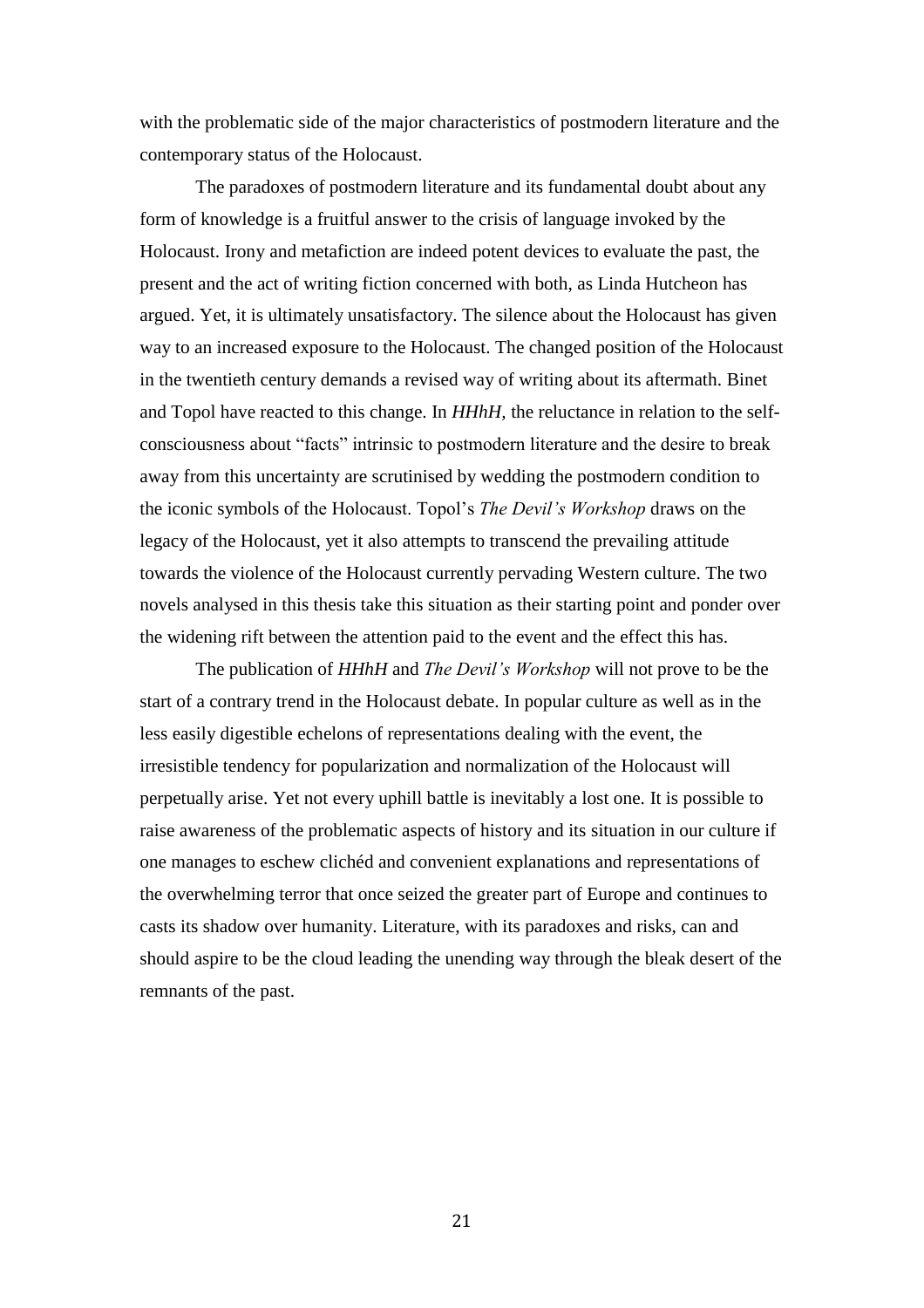with the problematic side of the major characteristics of postmodern literature and the contemporary status of the Holocaust.

The paradoxes of postmodern literature and its fundamental doubt about any form of knowledge is a fruitful answer to the crisis of language invoked by the Holocaust. Irony and metafiction are indeed potent devices to evaluate the past, the present and the act of writing fiction concerned with both, as Linda Hutcheon has argued. Yet, it is ultimately unsatisfactory. The silence about the Holocaust has given way to an increased exposure to the Holocaust. The changed position of the Holocaust in the twentieth century demands a revised way of writing about its aftermath. Binet and Topol have reacted to this change. In *HHhH*, the reluctance in relation to the self-consciousness about "facts" intrinsic to postmodern literature and the desire to break away from this uncertainty are scrutinised by wedding the postmodern condition to the iconic symbols of the Holocaust. Topol's *The Devil's Workshop* draws on the legacy of the Holocaust, yet it also attempts to transcend the prevailing attitude towards the violence of the Holocaust currently pervading Western culture. The two novels analysed in this thesis take this situation as their starting point and ponder over the widening rift between the attention paid to the event and the effect this has.

The publication of *HHhH* and *The Devil's Workshop* will not prove to be the start of a contrary trend in the Holocaust debate. In popular culture as well as in the less easily digestible echelons of representations dealing with the event, the irresistible tendency for popularization and normalization of the Holocaust will perpetually arise. Yet not every uphill battle is inevitably a lost one. It is possible to raise awareness of the problematic aspects of history and its situation in our culture if one manages to eschew clichéd and convenient explanations and representations of the overwhelming terror that once seized the greater part of Europe and continues to casts its shadow over humanity. Literature, with its paradoxes and risks, can and should aspire to be the cloud leading the unending way through the bleak desert of the remnants of the past.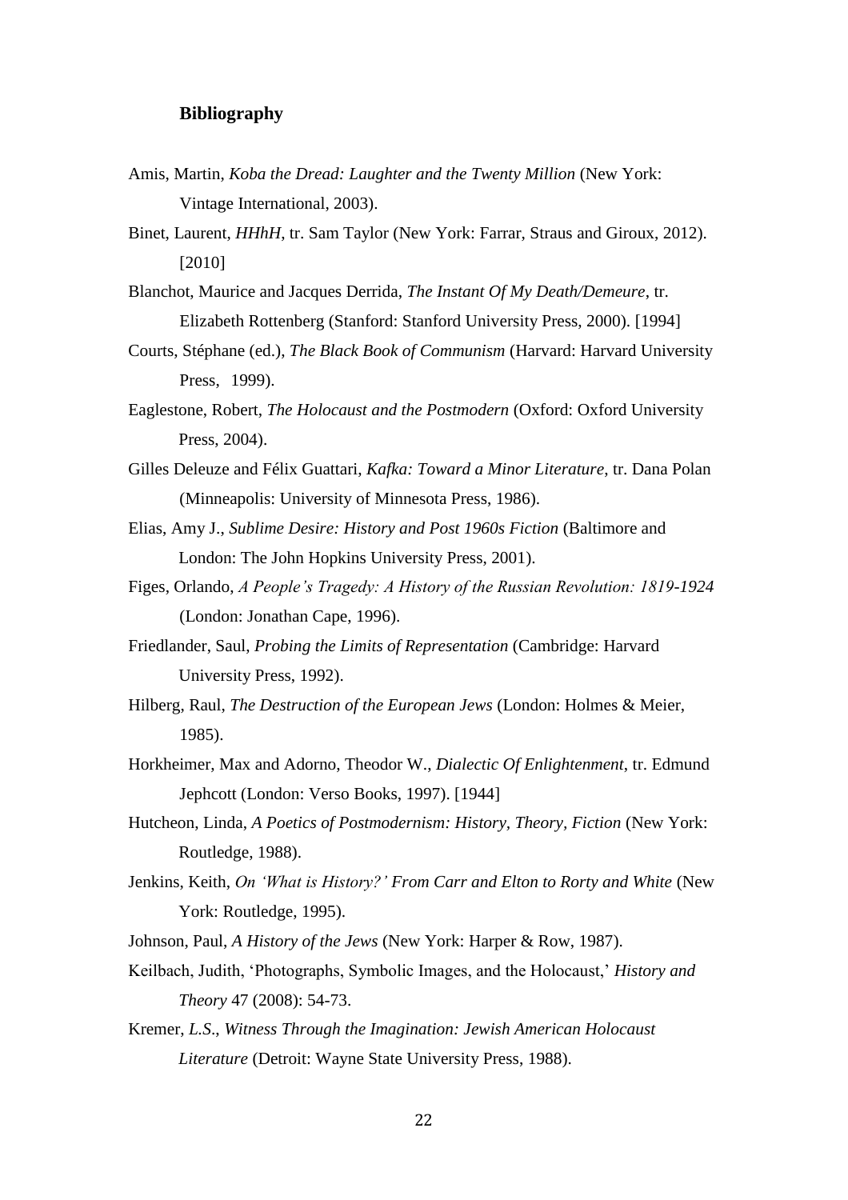## Bibliography

Amis, Martin, *Koba the Dread: Laughter and the Twenty Million* (New York: Vintage International, 2003).

Binet, Laurent, *HHhH*, tr. Sam Taylor (New York: Farrar, Straus and Giroux, 2012). [2010]

Blanchot, Maurice and Jacques Derrida, *The Instant Of My Death/Demeure*, tr. Elizabeth Rottenberg (Stanford: Stanford University Press, 2000). [1994]

Courts, Stéphane (ed.), *The Black Book of Communism* (Harvard: Harvard University Press, 1999).

Eaglestone, Robert, *The Holocaust and the Postmodern* (Oxford: Oxford University Press, 2004).

Gilles Deleuze and Félix Guattari, *Kafka: Toward a Minor Literature*, tr. Dana Polan (Minneapolis: University of Minnesota Press, 1986).

Elias, Amy J., *Sublime Desire: History and Post 1960s Fiction* (Baltimore and London: The John Hopkins University Press, 2001).

Figes, Orlando, *A People's Tragedy: A History of the Russian Revolution: 1819-1924* (London: Jonathan Cape, 1996).

Friedlander, Saul, *Probing the Limits of Representation* (Cambridge: Harvard University Press, 1992).

Hilberg, Raul, *The Destruction of the European Jews* (London: Holmes & Meier, 1985).

Horkheimer, Max and Adorno, Theodor W., *Dialectic Of Enlightenment*, tr. Edmund Jephcott (London: Verso Books, 1997). [1944]

Hutcheon, Linda, *A Poetics of Postmodernism: History, Theory, Fiction* (New York: Routledge, 1988).

Jenkins, Keith, *On 'What is History?' From Carr and Elton to Rorty and White* (New York: Routledge, 1995).

Johnson, Paul, *A History of the Jews* (New York: Harper & Row, 1987).

Keilbach, Judith, 'Photographs, Symbolic Images, and the Holocaust,' *History and Theory* 47 (2008): 54-73.

Kremer, *L.S*., *Witness Through the Imagination: Jewish American Holocaust Literature* (Detroit: Wayne State University Press, 1988).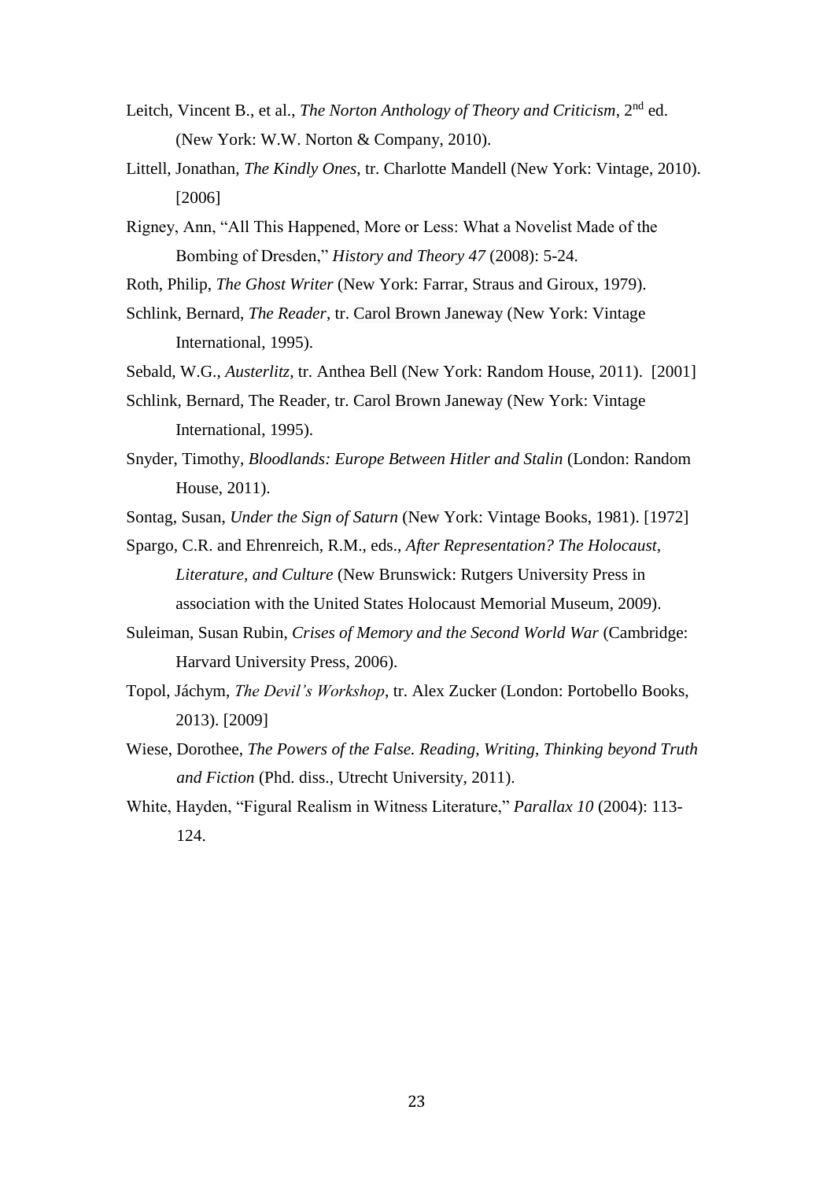Leitch, Vincent B., et al., *The Norton Anthology of Theory and Criticism*, 2nd ed. (New York: W.W. Norton & Company, 2010).

Littell, Jonathan, *The Kindly Ones*, tr. Charlotte Mandell (New York: Vintage, 2010). [2006]

Rigney, Ann, "All This Happened, More or Less: What a Novelist Made of the Bombing of Dresden," *History and Theory 47* (2008): 5-24.

Roth, Philip, *The Ghost Writer* (New York: Farrar, Straus and Giroux, 1979).

Schlink, Bernard, *The Reader*, tr. Carol Brown Janeway (New York: Vintage International, 1995).

Sebald, W.G., *Austerlitz*, tr. Anthea Bell (New York: Random House, 2011). [2001]

Schlink, Bernard, The Reader, tr. Carol Brown Janeway (New York: Vintage International, 1995).

Snyder, Timothy, *Bloodlands: Europe Between Hitler and Stalin* (London: Random House, 2011).

Sontag, Susan, *Under the Sign of Saturn* (New York: Vintage Books, 1981). [1972]

Spargo, C.R. and Ehrenreich, R.M., eds., *After Representation? The Holocaust, Literature, and Culture* (New Brunswick: Rutgers University Press in association with the United States Holocaust Memorial Museum, 2009).

Suleiman, Susan Rubin, *Crises of Memory and the Second World War* (Cambridge: Harvard University Press, 2006).

Topol, Jáchym, *The Devil's Workshop*, tr. Alex Zucker (London: Portobello Books, 2013). [2009]

Wiese, Dorothee, *The Powers of the False. Reading, Writing, Thinking beyond Truth and Fiction* (Phd. diss., Utrecht University, 2011).

White, Hayden, "Figural Realism in Witness Literature," *Parallax 10* (2004): 113-124.